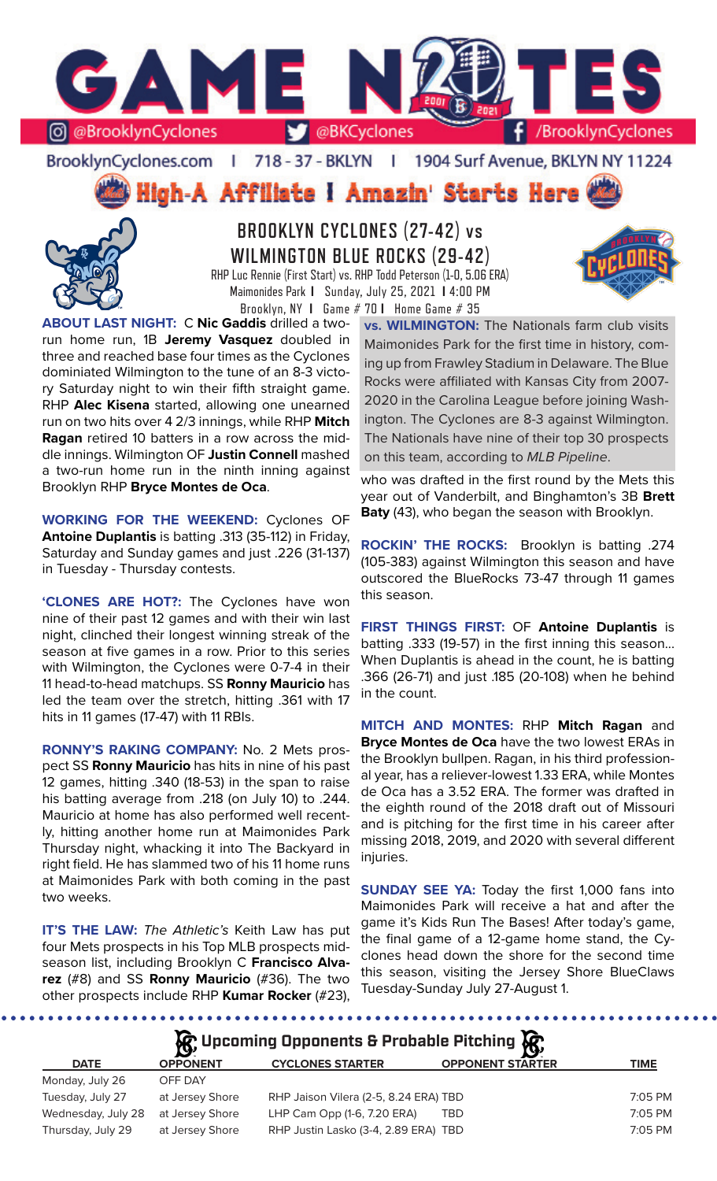# GAME NOTES

@BrooklynCyclones | @BKCyclones | /BrooklynCyclones

BrooklynCyclones.com | 718 - 37 - BKLYN | 1904 Surf Avenue, BKLYN NY 11224

**High-A Affiliate I Amazin' Starts Here**

## BROOKLYN CYCLONES (27-42) vs WILMINGTON BLUE ROCKS (29-42)

RHP Luc Rennie (First Start) vs. RHP Todd Peterson (1-0, 5.06 ERA)
Maimonides Park I Sunday, July 25, 2021 I 4:00 PM
Brooklyn, NY I Game # 70 I Home Game # 35

**ABOUT LAST NIGHT:** C **Nic Gaddis** drilled a two-run home run, 1B **Jeremy Vasquez** doubled in three and reached base four times as the Cyclones dominiated Wilmington to the tune of an 8-3 victory Saturday night to win their fifth straight game. RHP **Alec Kisena** started, allowing one unearned run on two hits over 4 2/3 innings, while RHP **Mitch Ragan** retired 10 batters in a row across the middle innings. Wilmington OF **Justin Connell** mashed a two-run home run in the ninth inning against Brooklyn RHP **Bryce Montes de Oca**.

**WORKING FOR THE WEEKEND:** Cyclones OF **Antoine Duplantis** is batting .313 (35-112) in Friday, Saturday and Sunday games and just .226 (31-137) in Tuesday - Thursday contests.

**'CLONES ARE HOT?:** The Cyclones have won nine of their past 12 games and with their win last night, clinched their longest winning streak of the season at five games in a row. Prior to this series with Wilmington, the Cyclones were 0-7-4 in their 11 head-to-head matchups. SS **Ronny Mauricio** has led the team over the stretch, hitting .361 with 17 hits in 11 games (17-47) with 11 RBIs.

**RONNY'S RAKING COMPANY:** No. 2 Mets prospect SS **Ronny Mauricio** has hits in nine of his past 12 games, hitting .340 (18-53) in the span to raise his batting average from .218 (on July 10) to .244. Mauricio at home has also performed well recently, hitting another home run at Maimonides Park Thursday night, whacking it into The Backyard in right field. He has slammed two of his 11 home runs at Maimonides Park with both coming in the past two weeks.

**IT'S THE LAW:** *The Athletic's* Keith Law has put four Mets prospects in his Top MLB prospects midseason list, including Brooklyn C **Francisco Alvarez** (#8) and SS **Ronny Mauricio** (#36). The two other prospects include RHP **Kumar Rocker** (#23), who was drafted in the first round by the Mets this year out of Vanderbilt, and Binghamton's 3B **Brett Baty** (43), who began the season with Brooklyn.

**vs. WILMINGTON:** The Nationals farm club visits Maimonides Park for the first time in history, coming up from Frawley Stadium in Delaware. The Blue Rocks were affiliated with Kansas City from 2007-2020 in the Carolina League before joining Washington. The Cyclones are 8-3 against Wilmington. The Nationals have nine of their top 30 prospects on this team, according to *MLB Pipeline*.

**ROCKIN' THE ROCKS:** Brooklyn is batting .274 (105-383) against Wilmington this season and have outscored the BlueRocks 73-47 through 11 games this season.

**FIRST THINGS FIRST:** OF **Antoine Duplantis** is batting .333 (19-57) in the first inning this season... When Duplantis is ahead in the count, he is batting .366 (26-71) and just .185 (20-108) when he behind in the count.

**MITCH AND MONTES:** RHP **Mitch Ragan** and **Bryce Montes de Oca** have the two lowest ERAs in the Brooklyn bullpen. Ragan, in his third professional year, has a reliever-lowest 1.33 ERA, while Montes de Oca has a 3.52 ERA. The former was drafted in the eighth round of the 2018 draft out of Missouri and is pitching for the first time in his career after missing 2018, 2019, and 2020 with several different injuries.

**SUNDAY SEE YA:** Today the first 1,000 fans into Maimonides Park will receive a hat and after the game it's Kids Run The Bases! After today's game, the final game of a 12-game home stand, the Cyclones head down the shore for the second time this season, visiting the Jersey Shore BlueClaws Tuesday-Sunday July 27-August 1.

## Upcoming Opponents & Probable Pitching

| DATE | OPPONENT | CYCLONES STARTER | OPPONENT STARTER | TIME |
|---|---|---|---|---|
| Monday, July 26 | OFF DAY | | | |
| Tuesday, July 27 | at Jersey Shore | RHP Jaison Vilera (2-5, 8.24 ERA) | TBD | 7:05 PM |
| Wednesday, July 28 | at Jersey Shore | LHP Cam Opp (1-6, 7.20 ERA) | TBD | 7:05 PM |
| Thursday, July 29 | at Jersey Shore | RHP Justin Lasko (3-4, 2.89 ERA) | TBD | 7:05 PM |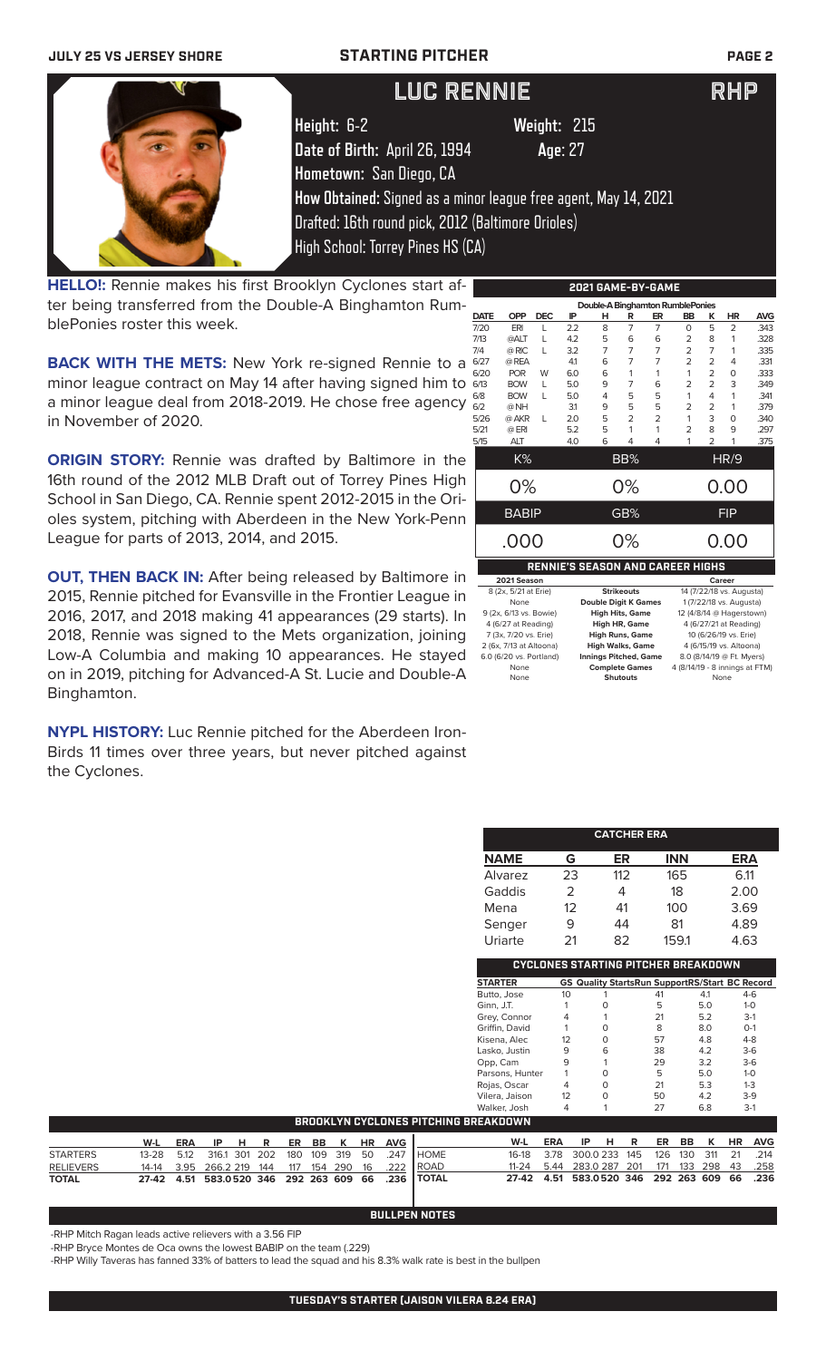# LUC RENNIE — RHP

**Height:** 6-2 **Weight:** 215
**Date of Birth:** April 26, 1994 **Age:** 27
**Hometown:** San Diego, CA
**How Obtained:** Signed as a minor league free agent, May 14, 2021
Drafted: 16th round pick, 2012 (Baltimore Orioles)
High School: Torrey Pines HS (CA)

**HELLO!:** Rennie makes his first Brooklyn Cyclones start after being transferred from the Double-A Binghamton RumblePonies roster this week.

**BACK WITH THE METS:** New York re-signed Rennie to a minor league contract on May 14 after having signed him to a minor league deal from 2018-2019. He chose free agency in November of 2020.

**ORIGIN STORY:** Rennie was drafted by Baltimore in the 16th round of the 2012 MLB Draft out of Torrey Pines High School in San Diego, CA. Rennie spent 2012-2015 in the Orioles system, pitching with Aberdeen in the New York-Penn League for parts of 2013, 2014, and 2015.

**OUT, THEN BACK IN:** After being released by Baltimore in 2015, Rennie pitched for Evansville in the Frontier League in 2016, 2017, and 2018 making 41 appearances (29 starts). In 2018, Rennie was signed to the Mets organization, joining Low-A Columbia and making 10 appearances. He stayed on in 2019, pitching for Advanced-A St. Lucie and Double-A Binghamton.

**NYPL HISTORY:** Luc Rennie pitched for the Aberdeen IronBirds 11 times over three years, but never pitched against the Cyclones.

## 2021 GAME-BY-GAME

Double-A Binghamton RumblePonies

| DATE | OPP | DEC | IP | H | R | ER | BB | K | HR | AVG |
|---|---|---|---|---|---|---|---|---|---|---|
| 7/20 | ERI | L | 2.2 | 8 | 7 | 7 | 0 | 5 | 2 | .343 |
| 7/13 | @ALT | L | 4.2 | 5 | 6 | 6 | 2 | 8 | 1 | .328 |
| 7/4 | @RIC | L | 3.2 | 7 | 7 | 7 | 2 | 7 | 1 | .335 |
| 6/27 | @REA | | 4.1 | 6 | 7 | 7 | 2 | 2 | 4 | .331 |
| 6/20 | POR | W | 6.0 | 6 | 1 | 1 | 1 | 2 | 0 | .333 |
| 6/13 | BOW | L | 5.0 | 9 | 7 | 6 | 2 | 2 | 3 | .349 |
| 6/8 | BOW | L | 5.0 | 4 | 5 | 5 | 1 | 4 | 1 | .341 |
| 6/2 | @NH | | 3.1 | 9 | 5 | 5 | 2 | 2 | 1 | .379 |
| 5/26 | @AKR | L | 2.0 | 5 | 2 | 2 | 1 | 3 | 0 | .340 |
| 5/21 | @ERI | | 5.2 | 5 | 1 | 1 | 2 | 8 | 9 | .297 |
| 5/15 | ALT | | 4.0 | 6 | 4 | 4 | 1 | 2 | 1 | .375 |

| K% | BB% | HR/9 |
|---|---|---|
| 0% | 0% | 0.00 |
| **BABIP** | **GB%** | **FIP** |
| .000 | 0% | 0.00 |

## RENNIE'S SEASON AND CAREER HIGHS

| 2021 Season | | Career |
|---|---|---|
| 8 (2x, 5/21 at Erie) | Strikeouts | 14 (7/22/18 vs. Augusta) |
| None | Double Digit K Games | 1 (7/22/18 vs. Augusta) |
| 9 (2x, 6/13 vs. Bowie) | High Hits, Game | 12 (4/8/14 @ Hagerstown) |
| 4 (6/27 at Reading) | High HR, Game | 4 (6/27/21 at Reading) |
| 7 (3x, 7/20 vs. Erie) | High Runs, Game | 10 (6/26/19 vs. Erie) |
| 2 (6x, 7/13 at Altoona) | High Walks, Game | 4 (6/15/19 vs. Altoona) |
| 6.0 (6/20 vs. Portland) | Innings Pitched, Game | 8.0 (8/14/19 @ Ft. Myers) |
| None | Complete Games | 4 (8/14/19 - 8 innings at FTM) |
| None | Shutouts | None |

## CATCHER ERA

| NAME | G | ER | INN | ERA |
|---|---|---|---|---|
| Alvarez | 23 | 112 | 165 | 6.11 |
| Gaddis | 2 | 4 | 18 | 2.00 |
| Mena | 12 | 41 | 100 | 3.69 |
| Senger | 9 | 44 | 81 | 4.89 |
| Uriarte | 21 | 82 | 159.1 | 4.63 |

## CYCLONES STARTING PITCHER BREAKDOWN

| STARTER | GS | Quality Starts | Run Support | RS/Start | BC Record |
|---|---|---|---|---|---|
| Butto, Jose | 10 | 1 | 41 | 4.1 | 4-6 |
| Ginn, J.T. | 1 | 0 | 5 | 5.0 | 1-0 |
| Grey, Connor | 4 | 1 | 21 | 5.2 | 3-1 |
| Griffin, David | 1 | 0 | 8 | 8.0 | 0-1 |
| Kisena, Alec | 12 | 0 | 57 | 4.8 | 4-8 |
| Lasko, Justin | 9 | 6 | 38 | 4.2 | 3-6 |
| Opp, Cam | 9 | 1 | 29 | 3.2 | 3-6 |
| Parsons, Hunter | 1 | 0 | 5 | 5.0 | 1-0 |
| Rojas, Oscar | 4 | 0 | 21 | 5.3 | 1-3 |
| Vilera, Jaison | 12 | 0 | 50 | 4.2 | 3-9 |
| Walker, Josh | 4 | 1 | 27 | 6.8 | 3-1 |

## BROOKLYN CYCLONES PITCHING BREAKDOWN

| | W-L | ERA | IP | H | R | ER | BB | K | HR | AVG |
|---|---|---|---|---|---|---|---|---|---|---|
| STARTERS | 13-28 | 5.12 | 316.1 | 301 | 202 | 180 | 109 | 319 | 50 | .247 |
| RELIEVERS | 14-14 | 3.95 | 266.2 | 219 | 144 | 117 | 154 | 290 | 16 | .222 |
| TOTAL | 27-42 | 4.51 | 583.0 | 520 | 346 | 292 | 263 | 609 | 66 | .236 |

| | W-L | ERA | IP | H | R | ER | BB | K | HR | AVG |
|---|---|---|---|---|---|---|---|---|---|---|
| HOME | 16-18 | 3.78 | 300.0 | 233 | 145 | 126 | 130 | 311 | 21 | .214 |
| ROAD | 11-24 | 5.44 | 283.0 | 287 | 201 | 171 | 133 | 298 | 43 | .258 |
| TOTAL | 27-42 | 4.51 | 583.0 | 520 | 346 | 292 | 263 | 609 | 66 | .236 |

## BULLPEN NOTES

-RHP Mitch Ragan leads active relievers with a 3.56 FIP

-RHP Bryce Montes de Oca owns the lowest BABIP on the team (.229)

-RHP Willy Taveras has fanned 33% of batters to lead the squad and his 8.3% walk rate is best in the bullpen

## TUESDAY'S STARTER (JAISON VILERA 8.24 ERA)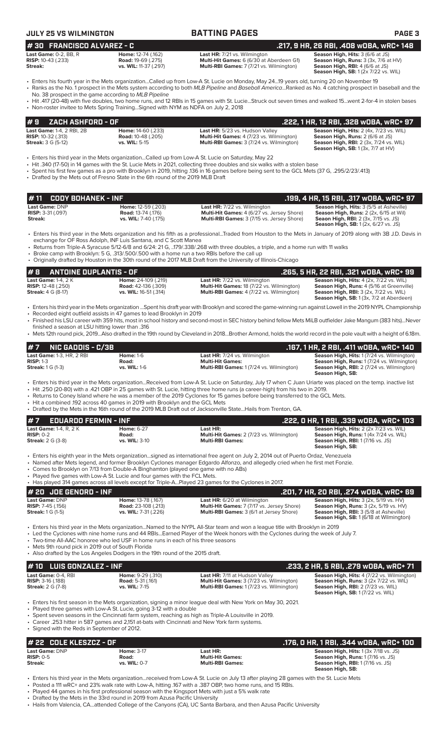**JULY 25 VS WILMINGTON** **BATTING PAGES**

## # 30 FRANCISCO ALVAREZ - C — .217, 9 HR, 26 RBI, .408 wOBA, wRC+ 148

| | | | |
|---|---|---|---|
| **Last Game:** 0-2, BB, R | **Home:** 12-74 (.162) | **Last HR:** 7/21 vs. Wilmington | **Season High, Hits:** 3 (6/6 at JS) |
| **RISP:** 10-43 (.233) | **Road:** 19-69 (.275) | **Multi-Hit Games:** 6 (6/30 at Aberdeen G1) | **Season High, Runs:** 3 (3x, 7/6 at HV) |
| **Streak:** | **vs. WIL:** 11-37 (.297) | **Multi-RBI Games:** 7 (7/21 vs. Wilmington) | **Season High, RBI:** 4 (6/6 at JS) |
| | | | **Season High, SB:** 1 (2x 7/22 vs. WIL) |

- Enters his fourth year in the Mets organization...Called up from Low-A St. Lucie on Monday, May 24...19 years old, turning 20 on November 19
- Ranks as the No. 1 prospect in the Mets system according to both *MLB Pipeline* and *Baseball America*...Ranked as No. 4 catching prospect in baseball and the No. 38 prospect in the game according to *MLB Pipeline*
- Hit .417 (20-48) with five doubles, two home runs, and 12 RBIs in 15 games with St. Lucie...Struck out seven times and walked 15...went 2-for-4 in stolen bases
- Non-roster invitee to Mets Spring Training...Signed with NYM as NDFA on July 2, 2018

## # 9 ZACH ASHFORD - OF — .222, 1 HR, 12 RBI, .328 wOBA, wRC+ 97

| | | | |
|---|---|---|---|
| **Last Game:** 1-4, 2 RBI, 2B | **Home:** 14-60 (.233) | **Last HR:** 5/23 vs. Hudson Valley | **Season High, Hits:** 2 (4x, 7/23 vs. WIL) |
| **RISP:** 10-32 (.313) | **Road:** 10-48 (.205) | **Multi-Hit Games:** 4 (7/23 vs. Wilmington) | **Season High, Runs:** 2 (6/6 at JS) |
| **Streak:** 3 G (5-12) | **vs. WIL:** 5-15 | **Multi-RBI Games:** 3 (7/24 vs. Wilmington) | **Season High, RBI:** 2 (3x, 7/24 vs. WIL) |
| | | | **Season High, SB:** 1 (3x, 7/7 at HV) |

- Enters his third year in the Mets organization...Called up from Low-A St. Lucie on Saturday, May 22
- Hit .340 (17-50) in 14 games with the St. Lucie Mets in 2021, collecting three doubles and six walks with a stolen base
- Spent his first few games as a pro with Brooklyn in 2019, hitting .136 in 16 games before being sent to the GCL Mets (37 G, .295/2/23/.413)
- Drafted by the Mets out of Fresno State in the 6th round of the 2019 MLB Draft

## # 11 CODY BOHANEK - INF — .199, 4 HR, 15 RBI, .317 wOBA, wRC+ 97

| | | | |
|---|---|---|---|
| **Last Game:** DNP | **Home:** 12-59 (.203) | **Last HR:** 7/22 vs. Wilmington | **Season High, Hits:** 3 (5/5 at Asheville) |
| **RISP:** 3-31 (.097) | **Road:** 13-74 (.176) | **Multi-Hit Games:** 4 (6/27 vs. Jersey Shore) | **Season High, Runs:** 2 (2x, 6/15 at Wil) |
| **Streak:** | **vs. WIL:** 7-40 (.175) | **Multi-RBI Games:** 3 (7/15 vs. Jersey Shore) | **Seaon High, RBI:** 2 (3x, 7/15 vs. JS) |
| | | | **Season High, SB:** 1 (2x, 6/27 vs. JS) |

- Enters his third year in the Mets organization and his fifth as a professional...Traded from Houston to the Mets in January of 2019 along with 3B J.D. Davis in exchange for OF Ross Adolph, INF Luis Santana, and C Scott Manea
- Returns from Triple-A Syracuse 5/12-6/8 and 6/24: 21 G, ..179/.338/.268 with three doubles, a triple, and a home run with 11 walks
- Broke camp with Brooklyn: 5 G, .313/.500/.500 with a home run a two RBIs before the call up
- Originally drafted by Houston in the 30th round of the 2017 MLB Draft from the University of Illinois-Chicago

## # 8 ANTOINE DUPLANTIS - OF — .265, 5 HR, 22 RBI, .321 wOBA, wRC+ 99

| | | | |
|---|---|---|---|
| **Last Game:** 1-4, 2 K | **Home:** 24-109 (.219) | **Last HR:** 7/22 vs. Wilmington | **Season High, Hits:** 4 (2x, 7/22 vs. WIL) |
| **RISP:** 12-48 (.250) | **Road:** 42-136 (.309) | **Multi-Hit Games:** 18 (7/22 vs. Wilmington) | **Season High, Runs:** 4 (5/16 at Greenville) |
| **Streak:** 4 G (8-17) | **vs. WIL:** 16-51 (.314) | **Multi-RBI Games:** 4 (7/22 vs. Wilmington) | **Season High, RBI:** 3 (2x, 7/22 vs. WIL) |
| | | | **Season High, SB:** 1 (3x, 7/2 at Aberdeen) |

- Enters his third year in the Mets organization ...Spent his draft year with Brooklyn and scored the game-winning run against Lowell in the 2019 NYPL Championship
- Recorded eight outfield assists in 47 games to lead Brooklyn in 2019
- Finished his LSU career with 359 hits, most in school history and second-most in SEC history behind fellow Mets MiLB outfielder Jake Mangum (383 hits)...Never finished a season at LSU hitting lower than .316
- Mets 12th round pick, 2019...Also drafted in the 19th round by Cleveland in 2018...Brother Armond, holds the world record in the pole vault with a height of 6.18m.

## # 7 NIC GADDIS - C/3B — .167, 1 HR, 2 RBI, .411 wOBA, wRC+ 140

| | | | |
|---|---|---|---|
| **Last Game:** 1-3, HR, 2 RBI | **Home:** 1-6 | **Last HR:** 7/24 vs. Wilmington | **Season High, Hits:** 1 (7/24 vs. Wilmington) |
| **RISP:** 1-3 | **Road:** | **Multi-Hit Games:** | **Season High, Runs:** 1 (7/24 vs. Wilmington) |
| **Streak:** 1 G (1-3) | **vs. WIL:** 1-6 | **Multi-RBI Games:** 1 (7/24 vs. Wilmington) | **Season High, RBI:** 2 (7/24 vs. Wilmington) |
| | | | **Season High, SB:** |

- Enters his third year in the Mets organization...Received from Low-A St. Lucie on Saturday, July 17 when C Juan Uriarte was placed on the temp. inactive list
- Hit .250 (20-80) with a .421 OBP in 25 games with St. Lucie, hitting three home runs (a career-high) from his two in 2019.
- Returns to Coney Island where he was a member of the 2019 Cyclones for 15 games before being transferred to the GCL Mets.
- Hit a combined .192 across 40 games in 2019 with Brooklyn and the GCL Mets
- Drafted by the Mets in the 16th round of the 2019 MLB Draft out of Jacksonville State...Hails from Trenton, GA.

## # 7 EDUARDO FERMIN - INF — .222, 0 HR, 1 RBI, .339 wOBA, wRC+ 103

| | | | |
|---|---|---|---|
| **Last Game:** 1-4, R, 2 K | **Home:** 6-27 | **Last HR:** | **Season High, Hits:** 2 (2x 7/23 vs. WIL) |
| **RISP:** 0-2 | **Road:** | **Multi-Hit Games:** 2 (7/23 vs. Wilmington) | **Season High, Runs:** 1 (4x 7/24 vs. WIL) |
| **Streak:** 2 G (3-8) | **vs. WIL:** 3-10 | **Multi-RBI Games:** | **Season High, RBI:** 1 (7/16 vs. JS) |
| | | | **Season High, SB:** |

- Enters his eighth year in the Mets organization...signed as international free agent on July 2, 2014 out of Puerto Ordaz, Venezuela
- Named after Mets legend, and former Brooklyn Cyclones manager Edgardo Alfonzo, and allegedly cried when he first met Fonzie.
- Comes to Brooklyn on 7/13 from Double-A Binghamton (played one game with no ABs)
- Played five games with Low-A St. Lucie and four games with the FCL Mets.
- Has played 314 games across all levels except for Triple-A...Played 23 games for the Cyclones in 2017.

## # 20 JOE GENORD - INF — .201, 7 HR, 20 RBI, .274 wOBA, wRC+ 69

| | | | |
|---|---|---|---|
| **Last Game:** DNP | **Home:** 13-78 (.167) | **Last HR:** 6/20 at Wilmington | **Season High, Hits:** 3 (2x, 5/19 vs. HV) |
| **RISP:** 7-45 (.156) | **Road:** 23-108 (.213) | **Multi-Hit Games:** 7 (7/17 vs. Jersey Shore) | **Season High, Runs:** 3 (2x, 5/19 vs. HV) |
| **Streak:** 1 G (1-5) | **vs. WIL:** 7-31 (.226) | **Multi-RBI Games:** 3 (6/1 at Jersey Shore) | **Season High, RBI:** 3 (5/8 at Asheville) |
| | | | **Season High, SB:** 1 (6/18 at Wilmington) |

- Enters his third year in the Mets organization...Named to the NYPL All-Star team and won a league title with Brooklyn in 2019
- Led the Cyclones with nine home runs and 44 RBIs...Earned Player of the Week honors with the Cyclones during the week of July 7.
- Two-time All-AAC honoree who led USF in home runs in each of his three seasons
- Mets 9th round pick in 2019 out of South Florida
- Also drafted by the Los Angeles Dodgers in the 19th round of the 2015 draft.

## # 10 LUIS GONZALEZ - INF — .233, 2 HR, 5 RBI, .279 wOBA, wRC+ 71

| | | | |
|---|---|---|---|
| **Last Game:** 0-4, RBI | **Home:** 9-29 (.310) | **Last HR:** 7/11 at Hudson Valley | **Season High, Hits:** 4 (7/22 vs. Wilmington) |
| **RISP:** 3-16 (.188) | **Road:** 5-31 (.161) | **Multi-Hit Games:** 3 (7/23 vs. Wilmington) | **Season High, Runs:** 3 (2x 7/23 vs. WIL) |
| **Streak:** 2 G (7-8) | **vs. WIL:** 7-15 | **Multi-RBI Games:** 1 (7/23 vs. Wilmington) | **Season High, RBI:** 2 (7/23 vs. WIL) |
| | | | **Season High, SB:** 1 (7/22 vs. WIL) |

- Enters his first season in the Mets organization, signing a minor league deal with New York on May 30, 2021.
- Played three games with Low-A St. Lucie, going 3-12 with a double
- Spent seven seasons in the Cincinnati farm system, reaching as high as Triple-A Louisville in 2019.
- Career .253 hitter in 587 games and 2,151 at-bats with Cincinnati and New York farm systems.
- Signed with the Reds in September of 2012.

## # 22 COLE KLESZCZ - OF — .176, 0 HR, 1 RBI, .344 wOBA, wRC+ 100

| | | | |
|---|---|---|---|
| **Last Game:** DNP | **Home:** 3-17 | **Last HR:** | **Season High, Hits:** 1 (3x 7/18 vs. JS) |
| **RISP:** 0-5 | **Road:** | **Multi-Hit Games:** | **Season High, Runs:** 1 (7/16 vs. JS) |
| **Streak:** | **vs. WIL:** 0-7 | **Multi-RBI Games:** | **Season High, RBI:** 1 (7/16 vs. JS) |
| | | | **Season High, SB:** |

- Enters his third year in the Mets organization...received from Low-A St. Lucie on July 13 after playing 28 games with the St. Lucie Mets
- Posted a 111 wRC+ and 23% walk rate with Low-A, hitting .167 with a .387 OBP, two home runs, and 15 RBIs.
- Played 44 games in his first professional season with the Kingsport Mets with just a 5% walk rate
- Drafted by the Mets in the 33rd round in 2019 from Azusa Pacific University
- Hails from Valencia, CA...attended College of the Canyons (CA), UC Santa Barbara, and then Azusa Pacific University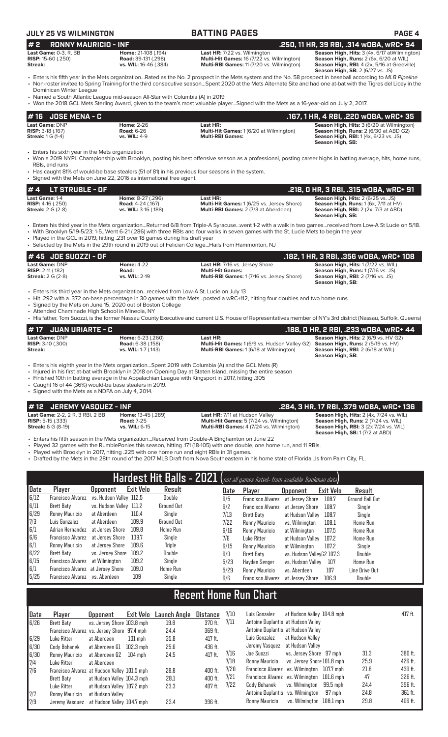## # 2 RONNY MAURICIO - INF

**.250, 11 HR, 39 RBI, .314 wOBA, wRC+ 94**

**Last Game:** 0-3, R, BB
**RISP:** 15-60 (.250)
**Streak:**

**Home:** 21-108 (.194)
**Road:** 39-131 (.298)
**vs. WIL:** 16-46 (.384)

**Last HR:** 7/22 vs. Wilmington
**Multi-Hit Games:** 16 (7/22 vs. Wilmington)
**Multi-RBI Games:** 11 (7/20 vs. Wilmington)

**Season High, Hits:** 3 (4x, 6/17 atWilmington)
**Season High, Runs:** 2 (6x, 6/20 at WIL)
**Season High, RBI:** 4 (2x, 5/16 at Greeville)
**Season High, SB:** 2 (6/27 vs. JS)

- Enters his fifth year in the Mets organization...Rated as the No. 2 prospect in the Mets system and the No. 58 prospect in baseball according to *MLB Pipeline*
- Non-roster invitee to Spring Training for the third consecutive season...Spent 2020 at the Mets Alternate Site and had one at-bat with the Tigres del Licey in the Dominican Winter League
- Named a South Atlantic League mid-season All-Star with Columbia (A) in 2019
- Won the 2018 GCL Mets Sterling Award, given to the team's most valuable player...Signed with the Mets as a 16-year-old on July 2, 2017.

## # 16 JOSE MENA - C

**.167, 1 HR, 4 RBI, .220 wOBA, wRC+ 35**

**Last Game:** DNP
**RISP:** 3-18 (.167)
**Streak:** 1 G (1-4)

**Home:** 2-26
**Road:** 6-26
**vs. WIL:** 4-9

**Last HR:**
**Multi-Hit Games:** 1 (6/20 at Wilmington)
**Multi-RBI Games:**

**Season High, Hits:** 3 (6/20 at Wilmington)
**Season High, Runs:** 2 (6/30 at ABD G2)
**Season High, RBI:** 1 (4x, 6/23 vs. JS)
**Season High, SB:**

- Enters his sixth year in the Mets organization
- Won a 2019 NYPL Championship with Brooklyn, posting his best offensive season as a professional, posting career highs in batting average, hits, home runs, RBIs, and runs
- Has caught 81% of would-be base stealers (51 of 81) in his previous four seasons in the system.
- Signed with the Mets on June 22, 2016 as international free agent.

## # 4 LT STRUBLE - OF

**.218, 0 HR, 3 RBI, .315 wOBA, wRC+ 91**

**Last Game:** 1-4
**RISP:** 4-16 (.250)
**Streak:** 2 G (2-8)

**Home:** 8-27 (.296)
**Road:** 4-24 (.167)
**vs. WIL:** 3-16 (.188)

**Last HR:**
**Multi-Hit Games:** 1 (6/25 vs. Jersey Shore)
**Multi-RBI Games:** 2 (7/3 at Aberdeen)

**Season High, Hits:** 2 (6/25 vs. JS)
**Season High, Runs:** 1 (6x, 7/11 at HV)
**Season High, RBI:** 2 (2x, 7/3 at ABD)
**Season High, SB:**

- Enters his third year in the Mets organization...Returned 6/8 from Triple-A Syracuse...went 1-2 with a walk in two games...received from Low-A St Lucie on 5/18.
- With Brooklyn 5/19-5/23: 1-5...Went 6-21 (.286) with three RBIs and four walks in seven games with the St. Lucie Mets to begin the year
- Played in the GCL in 2019, hitting .231 over 18 games during his draft year
- Selected by the Mets in the 29th round in 2019 out of Felician College...Hails from Hammonton, NJ

## # 45 JOE SUOZZI - OF

**.182, 1 HR, 3 RBI, .356 wOBA, wRC+ 108**

**Last Game:** DNP
**RISP:** 2-11 (.182)
**Streak:** 2 G (2-8)

**Home:** 4-22
**Road:**
**vs. WIL:** 2-19

**Last HR:** 7/16 vs. Jersey Shore
**Multi-Hit Games:**
**Multi-RBI Games:** 1 (7/16 vs. Jersey Shore)

**Season High, Hits:** 1 (7/22 vs. WIL)
**Season High, Runs:** 1 (7/16 vs. JS)
**Season High, RBI:** 2 (7/16 vs. JS)
**Season High, SB:**

- Enters his third year in the Mets organization...received from Low-A St. Lucie on July 13
- Hit .292 with a .372 on-base percentage in 30 games with the Mets...posted a wRC+112, hitting four doubles and two home runs
- Signed by the Mets on June 15, 2020 out of Boston College
- Attended Chaminade High School in Mineola, NY
- His father, Tom Suozzi, is the former Nassau County Executive and current U.S. House of Representatives member of NY's 3rd district (Nassau, Suffolk, Queens)

## # 17 JUAN URIARTE - C

**.188, 0 HR, 2 RBI, .233 wOBA, wRC+ 44**

**Last Game:** DNP
**RISP:** 3-10 (.300)
**Streak:**

**Home:** 6-23 (.260)
**Road:** 6-38 (.158)
**vs. WIL:** 1-7 (.143)

**Last HR:**
**Multi-Hit Games:** 1 (6/9 vs. Hudson Valley G2)
**Multi-RBI Games:** 1 (6/18 at Wilmington)

**Season High, Hits:** 2 (6/9 vs. HV G2)
**Season High, Runs:** 2 (5/19 vs. HV)
**Season High, RBI:** 2 (6/18 at WIL)
**Season High, SB:**

- Enters his eighth year in the Mets organization...Spent 2019 with Columbia (A) and the GCL Mets (R)
- Injured in his first at-bat with Brooklyn in 2018 on Opening Day at Staten Island, missing the entire season
- Finished 10th in batting average in the Appalachian League with Kingsport in 2017, hitting .305
- Caught 16 of 44 (36%) would-be base stealers in 2019.
- Signed with the Mets as a NDFA on July 4, 2014.

## # 12 JEREMY VASQUEZ - INF

**.284, 3 HR, 17 RBI, .379 wOBA, wRC+ 136**

**Last Game:** 2-2, 2 R, 3 RBI, 2 BB
**RISP:** 5-15 (.333)
**Streak:** 6 G (8-19)

**Home:** 13-45 (.289)
**Road:** 7-25
**vs. WIL:** 6-15

**Last HR:** 7/11 at Hudson Valley
**Multi-Hit Games:** 5 (7/24 vs. Wilmington)
**Multi-RBI Games:** 4 (7/24 vs. Wilmington)

**Season High, Hits:** 2 (4x, 7/24 vs. WIL)
**Season High, Runs:** 2 (7/24 vs. WIL)
**Season High, RBI:** 3 (2x 7/24 vs. WIL)
**Season High, SB:** 1 (7/2 at ABD)

- Enters his fifth season in the Mets organization...Received from Double-A Binghamton on June 22
- Played 32 games with the RumblePonies this season, hitting .171 (18-105) with one double, one home run, and 11 RBIs.
- Played with Brooklyn in 2017, hitting .225 with one home run and eight RBIs in 31 games.
- Drafted by the Mets in the 28th round of the 2017 MLB Draft from Nova Southeastern in his home state of Florida...Is from Palm City, FL.

## Hardest Hit Balls - 2021 (*not all games listed- from available Trackman data*)

| Date | Player | Opponent | Exit Velo | Result |
|---|---|---|---|---|
| 6/12 | Francisco Alvarez | vs. Hudson Valley | 112.5 | Double |
| 6/11 | Brett Baty | vs. Hudson Valley | 111.2 | Ground Out |
| 6/29 | Ronny Mauricio | at Aberdeen | 110.4 | Single |
| 7/3 | Luis Gonzalez | at Aberdeen | 109.9 | Ground Out |
| 6/1 | Adrian Hernandez | at Jersey Shore | 109.8 | Home Run |
| 6/6 | Francisco Alvarez | at Jersey Shore | 109.7 | Single |
| 6/1 | Ronny Mauricio | at Jersey Shore | 109.6 | Triple |
| 6/22 | Brett Baty | vs. Jersey Shore | 109.2 | Double |
| 6/15 | Francisco Alvarez | at Wilmington | 109.2 | Single |
| 6/1 | Francisco Alvarez | at Jersey Shore | 109.0 | Home Run |
| 5/25 | Francisco Alvarez | vs. Aberdeen | 109 | Single |
| 6/5 | Francisco Alvarez | at Jersey Shore | 108.7 | Ground Ball Out |
| 6/2 | Francisco Alvarez | at Jersey Shore | 108.7 | Single |
| 7/13 | Brett Baty | at Hudson Valley | 108.7 | Single |
| 7/22 | Ronny Mauricio | vs. Wilmington | 108.1 | Home Run |
| 6/16 | Ronny Mauricio | at Wilmington | 107.5 | Home Run |
| 7/6 | Luke Ritter | at Hudson Valley | 107.2 | Home Run |
| 6/15 | Ronny Mauricio | at Wilmington | 107.2 | Single |
| 6/9 | Brett Baty | vs. Hudson ValleyG2 | 107.3 | Double |
| 5/23 | Hayden Senger | vs. Hudson Valley | 107 | Home Run |
| 5/29 | Ronny Mauricio | vs. Aberdeen | 107 | Line Drive Out |
| 6/6 | Francisco Alvarez | at Jersey Shore | 106.9 | Double |

## Recent Home Run Chart

| Date | Player | Opponent | Exit Velo | Launch Angle | Distance |
|---|---|---|---|---|---|
| 6/26 | Brett Baty | vs. Jersey Shore | 103.8 mph | 19.8 | 370 ft. |
| | Francisco Alvarez | vs. Jersey Shore | 97.4 mph | 24.4 | 369 ft. |
| 6/29 | Luke Ritter | at Aberdeen | 101 mph | 35.8 | 417 ft. |
| 6/30 | Cody Bohanek | at Aberdeen G1 | 102.3 mph | 25.6 | 436 ft. |
| 6/30 | Ronny Mauricio | at Aberdeen G2 | 104 mph | 24.5 | 417 ft. |
| 7/4 | Luke Ritter | at Aberdeen | | | |
| 7/6 | Francisco Alvarez | at Hudson Valley | 101.5 mph | 28.8 | 400 ft. |
| | Brett Baty | at Hudson Valley | 104.3 mph | 28.1 | 400 ft. |
| | Luke Ritter | at Hudson Valley | 107.2 mph | 23.3 | 407 ft. |
| 7/7 | Ronny Mauricio | at Hudson Valley | | | |
| 7/9 | Jeremy Vasquez | at Hudson Valley | 104.7 mph | 23.4 | 396 ft. |
| 7/10 | Luis Gonzalez | at Hudson Valley | 104.8 mph | | 417 ft. |
| 7/11 | Antoine Duplantis | at Hudson Valley | | | |
| | Antoine Duplantis | at Hudson Valley | | | |
| | Luis Gonzalez | at Hudson Valley | | | |
| | Jeremy Vasquez | at Hudson Valley | | | |
| 7/16 | Joe Suozzi | vs. Jersey Shore | 97 mph | 31.3 | 380 ft. |
| 7/18 | Ronny Mauricio | vs. Jersey Shore | 101.8 mph | 25.9 | 426 ft. |
| 7/20 | Francisco Alvarez | vs. Wilmington | 107.7 mph | 21.8 | 430 ft. |
| 7/21 | Francisco Alvarez | vs. Wilmington | 101.6 mph | 47 | 326 ft. |
| 7/22 | Cody Bohanek | vs. Wilmington | 99.5 mph | 24.4 | 356 ft. |
| | Antoine Duplantis | vs. Wilmington | 97 mph | 24.8 | 361 ft. |
| | Ronny Mauricio | vs. Wilmington | 108.1 mph | 29.8 | 406 ft. |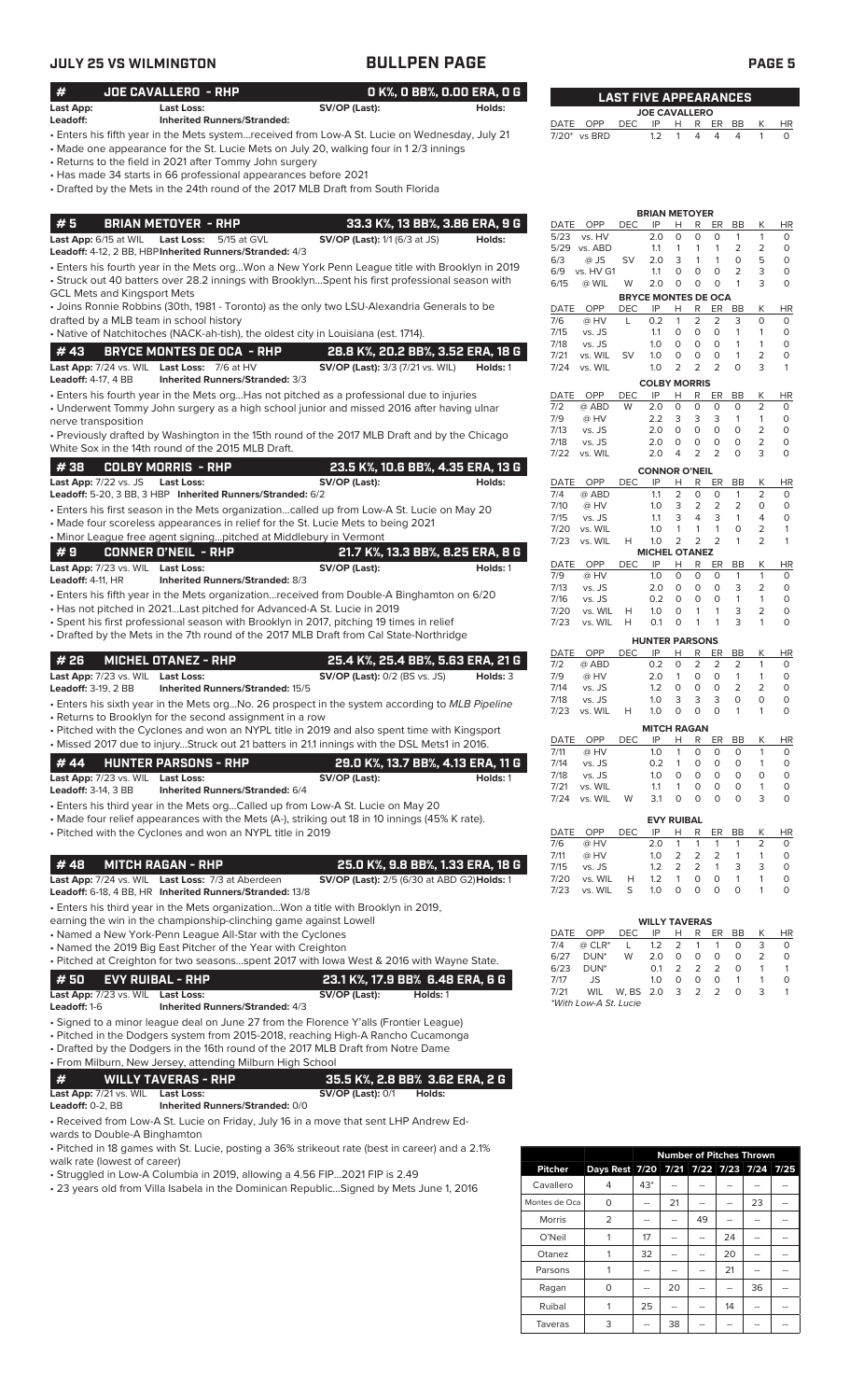## JULY 25 VS WILMINGTON — BULLPEN PAGE

### # JOE CAVALLERO - RHP — 0 K%, 0 BB%, 0.00 ERA, 0 G

**Last App:** **Last Loss:** **SV/OP (Last):** **Holds:**
**Leadoff:** **Inherited Runners/Stranded:**

- Enters his fifth year in the Mets system...received from Low-A St. Lucie on Wednesday, July 21
- Made one appearance for the St. Lucie Mets on July 20, walking four in 1 2/3 innings
- Returns to the field in 2021 after Tommy John surgery
- Has made 34 starts in 66 professional appearances before 2021
- Drafted by the Mets in the 24th round of the 2017 MLB Draft from South Florida

### # 5 BRIAN METOYER - RHP — 33.3 K%, 13 BB%, 3.86 ERA, 9 G

**Last App:** 6/15 at WIL **Last Loss:** 5/15 at GVL **SV/OP (Last):** 1/1 (6/3 at JS) **Holds:**
**Leadoff:** 4-12, 2 BB, HBP **Inherited Runners/Stranded:** 4/3

- Enters his fourth year in the Mets org...Won a New York Penn League title with Brooklyn in 2019
- Struck out 40 batters over 28.2 innings with Brooklyn...Spent his first professional season with GCL Mets and Kingsport Mets
- Joins Ronnie Robbins (30th, 1981 - Toronto) as the only two LSU-Alexandria Generals to be drafted by a MLB team in school history
- Native of Natchitoches (NACK-ah-tish), the oldest city in Louisiana (est. 1714).

### # 43 BRYCE MONTES DE OCA - RHP — 28.8 K%, 20.2 BB%, 3.52 ERA, 18 G

**Last App:** 7/24 vs. WIL **Last Loss:** 7/6 at HV **SV/OP (Last):** 3/3 (7/21 vs. WIL) **Holds:** 1
**Leadoff:** 4-17, 4 BB **Inherited Runners/Stranded:** 3/3

- Enters his fourth year in the Mets org...Has not pitched as a professional due to injuries
- Underwent Tommy John surgery as a high school junior and missed 2016 after having ulnar nerve transposition
- Previously drafted by Washington in the 15th round of the 2017 MLB Draft and by the Chicago White Sox in the 14th round of the 2015 MLB Draft.

### # 38 COLBY MORRIS - RHP — 23.5 K%, 10.6 BB%, 4.35 ERA, 13 G

**Last App:** 7/22 vs. JS **Last Loss:** **SV/OP (Last):** **Holds:**
**Leadoff:** 5-20, 3 BB, 3 HBP **Inherited Runners/Stranded:** 6/2

- Enters his first season in the Mets organization...called up from Low-A St. Lucie on May 20
- Made four scoreless appearances in relief for the St. Lucie Mets to being 2021
- Minor League free agent signing...pitched at Middlebury in Vermont

### # 9 CONNER O'NEIL - RHP — 21.7 K%, 13.3 BB%, 8.25 ERA, 8 G

**Last App:** 7/23 vs. WIL **Last Loss:** **SV/OP (Last):** **Holds:** 1
**Leadoff:** 4-11, HR **Inherited Runners/Stranded:** 8/3

- Enters his fifth year in the Mets organization...received from Double-A Binghamton on 6/20
- Has not pitched in 2021...Last pitched for Advanced-A St. Lucie in 2019
- Spent his first professional season with Brooklyn in 2017, pitching 19 times in relief
- Drafted by the Mets in the 7th round of the 2017 MLB Draft from Cal State-Northridge

### # 26 MICHEL OTANEZ - RHP — 25.4 K%, 25.4 BB%, 5.63 ERA, 21 G

**Last App:** 7/23 vs. WIL **Last Loss:** **SV/OP (Last):** 0/2 (BS vs. JS) **Holds:** 3
**Leadoff:** 3-19, 2 BB **Inherited Runners/Stranded:** 15/5

- Enters his sixth year in the Mets org...No. 26 prospect in the system according to *MLB Pipeline*
- Returns to Brooklyn for the second assignment in a row
- Pitched with the Cyclones and won an NYPL title in 2019 and also spent time with Kingsport
- Missed 2017 due to injury...Struck out 21 batters in 21.1 innings with the DSL Mets1 in 2016.

### # 44 HUNTER PARSONS - RHP — 29.0 K%, 13.7 BB%, 4.13 ERA, 11 G

**Last App:** 7/23 vs. WIL **Last Loss:** **SV/OP (Last):** **Holds:** 1
**Leadoff:** 3-14, 3 BB **Inherited Runners/Stranded:** 6/4

- Enters his third year in the Mets org...Called up from Low-A St. Lucie on May 20
- Made four relief appearances with the Mets (A-), striking out 18 in 10 innings (45% K rate).
- Pitched with the Cyclones and won an NYPL title in 2019

### # 48 MITCH RAGAN - RHP — 25.0 K%, 9.8 BB%, 1.33 ERA, 18 G

**Last App:** 7/24 vs. WIL **Last Loss:** 7/3 at Aberdeen **SV/OP (Last):** 2/5 (6/30 at ABD G2) **Holds:** 1
**Leadoff:** 6-18, 4 BB, HR **Inherited Runners/Stranded:** 13/8

- Enters his third year in the Mets organization...Won a title with Brooklyn in 2019, earning the win in the championship-clinching game against Lowell
- Named a New York-Penn League All-Star with the Cyclones
- Named the 2019 Big East Pitcher of the Year with Creighton
- Pitched at Creighton for two seasons...spent 2017 with Iowa West & 2016 with Wayne State.

### # 50 EVY RUIBAL - RHP — 23.1 K%, 17.9 BB% 6.48 ERA, 6 G

**Last App:** 7/23 vs. WIL **Last Loss:** **SV/OP (Last):** **Holds:** 1
**Leadoff:** 1-6 **Inherited Runners/Stranded:** 4/3

- Signed to a minor league deal on June 27 from the Florence Y'alls (Frontier League)
- Pitched in the Dodgers system from 2015-2018, reaching High-A Rancho Cucamonga
- Drafted by the Dodgers in the 16th round of the 2017 MLB Draft from Notre Dame
- From Milburn, New Jersey, attending Milburn High School

### # WILLY TAVERAS - RHP — 35.5 K%, 2.8 BB% 3.62 ERA, 2 G

**Last App:** 7/21 vs. WIL **Last Loss:** **SV/OP (Last):** 0/1 **Holds:**
**Leadoff:** 0-2, BB **Inherited Runners/Stranded:** 0/0

- Received from Low-A St. Lucie on Friday, July 16 in a move that sent LHP Andrew Edwards to Double-A Binghamton
- Pitched in 18 games with St. Lucie, posting a 36% strikeout rate (best in career) and a 2.1% walk rate (lowest of career)
- Struggled in Low-A Columbia in 2019, allowing a 4.56 FIP...2021 FIP is 2.49
- 23 years old from Villa Isabela in the Dominican Republic...Signed by Mets June 1, 2016

## LAST FIVE APPEARANCES

**JOE CAVALLERO**

| DATE | OPP | DEC | IP | H | R | ER | BB | K | HR |
|---|---|---|---|---|---|---|---|---|---|
| 7/20* | vs BRD | | 1.2 | 1 | 4 | 4 | 4 | 1 | 0 |

**BRIAN METOYER**

| DATE | OPP | DEC | IP | H | R | ER | BB | K | HR |
|---|---|---|---|---|---|---|---|---|---|
| 5/23 | vs. HV | | 2.0 | 0 | 0 | 0 | 1 | 1 | 0 |
| 5/29 | vs. ABD | | 1.1 | 1 | 1 | 1 | 2 | 2 | 0 |
| 6/3 | @ JS | SV | 2.0 | 3 | 1 | 1 | 0 | 5 | 0 |
| 6/9 | vs. HV G1 | | 1.1 | 0 | 0 | 0 | 2 | 3 | 0 |
| 6/15 | @ WIL | W | 2.0 | 0 | 0 | 0 | 1 | 3 | 0 |

**BRYCE MONTES DE OCA**

| DATE | OPP | DEC | IP | H | R | ER | BB | K | HR |
|---|---|---|---|---|---|---|---|---|---|
| 7/6 | @ HV | L | 0.2 | 1 | 2 | 2 | 3 | 0 | 0 |
| 7/15 | vs. JS | | 1.1 | 0 | 0 | 0 | 1 | 1 | 0 |
| 7/18 | vs. JS | | 1.0 | 0 | 0 | 0 | 1 | 1 | 0 |
| 7/21 | vs. WIL | SV | 1.0 | 0 | 0 | 0 | 1 | 2 | 0 |
| 7/24 | vs. WIL | | 1.0 | 2 | 2 | 2 | 0 | 3 | 1 |

**COLBY MORRIS**

| DATE | OPP | DEC | IP | H | R | ER | BB | K | HR |
|---|---|---|---|---|---|---|---|---|---|
| 7/2 | @ ABD | W | 2.0 | 0 | 0 | 0 | 0 | 2 | 0 |
| 7/9 | @ HV | | 2.2 | 3 | 3 | 3 | 1 | 1 | 0 |
| 7/13 | vs. JS | | 2.0 | 0 | 0 | 0 | 0 | 2 | 0 |
| 7/18 | vs. JS | | 2.0 | 0 | 0 | 0 | 0 | 2 | 0 |
| 7/22 | vs. WIL | | 2.0 | 4 | 2 | 2 | 0 | 3 | 1 |

**CONNOR O'NEIL**

| DATE | OPP | DEC | IP | H | R | ER | BB | K | HR |
|---|---|---|---|---|---|---|---|---|---|
| 7/4 | @ ABD | | 1.1 | 2 | 0 | 0 | 1 | 2 | 0 |
| 7/10 | @ HV | | 1.0 | 3 | 2 | 2 | 2 | 0 | 0 |
| 7/15 | vs. JS | | 1.1 | 3 | 4 | 3 | 1 | 4 | 0 |
| 7/20 | vs. WIL | | 1.0 | 1 | 1 | 1 | 0 | 2 | 1 |
| 7/23 | vs. WIL | H | 1.0 | 2 | 2 | 2 | 1 | 2 | 1 |

**MICHEL OTANEZ**

| DATE | OPP | DEC | IP | H | R | ER | BB | K | HR |
|---|---|---|---|---|---|---|---|---|---|
| 7/9 | @ HV | | 1.0 | 0 | 0 | 0 | 1 | 0 | 0 |
| 7/13 | vs. JS | | 2.0 | 0 | 0 | 0 | 3 | 2 | 0 |
| 7/16 | vs. JS | | 0.2 | 0 | 0 | 0 | 1 | 1 | 0 |
| 7/20 | vs. WIL | H | 1.0 | 0 | 1 | 1 | 3 | 2 | 0 |
| 7/23 | vs. WIL | H | 0.1 | 0 | 1 | 1 | 3 | 1 | 0 |

**HUNTER PARSONS**

| DATE | OPP | DEC | IP | H | R | ER | BB | K | HR |
|---|---|---|---|---|---|---|---|---|---|
| 7/2 | @ ABD | | 0.2 | 0 | 2 | 2 | 2 | 1 | 0 |
| 7/9 | @ HV | | 2.0 | 1 | 0 | 0 | 1 | 1 | 0 |
| 7/14 | vs. JS | | 1.2 | 0 | 0 | 0 | 2 | 2 | 0 |
| 7/18 | vs. JS | | 1.0 | 3 | 3 | 3 | 0 | 0 | 0 |
| 7/23 | vs. WIL | H | 1.0 | 0 | 0 | 0 | 1 | 1 | 0 |

**MITCH RAGAN**

| DATE | OPP | DEC | IP | H | R | ER | BB | K | HR |
|---|---|---|---|---|---|---|---|---|---|
| 7/11 | @ HV | | 1.0 | 1 | 0 | 0 | 0 | 1 | 0 |
| 7/14 | vs. JS | | 0.2 | 1 | 0 | 0 | 0 | 1 | 0 |
| 7/18 | vs. JS | | 1.0 | 0 | 0 | 0 | 0 | 0 | 0 |
| 7/21 | vs. WIL | | 1.1 | 1 | 0 | 0 | 0 | 1 | 0 |
| 7/24 | vs. WIL | W | 3.1 | 0 | 0 | 0 | 0 | 3 | 0 |

**EVY RUIBAL**

| DATE | OPP | DEC | IP | H | R | ER | BB | K | HR |
|---|---|---|---|---|---|---|---|---|---|
| 7/6 | @ HV | | 2.0 | 1 | 1 | 1 | 1 | 2 | 0 |
| 7/11 | @ HV | | 1.0 | 2 | 2 | 2 | 1 | 1 | 0 |
| 7/15 | vs. JS | | 1.2 | 2 | 2 | 1 | 3 | 3 | 0 |
| 7/20 | vs. WIL | H | 1.2 | 1 | 0 | 0 | 1 | 1 | 0 |
| 7/23 | vs. WIL | S | 1.0 | 0 | 0 | 0 | 0 | 1 | 0 |

**WILLY TAVERAS**

| DATE | OPP | DEC | IP | H | R | ER | BB | K | HR |
|---|---|---|---|---|---|---|---|---|---|
| 7/4 | @ CLR* | L | 1.2 | 2 | 1 | 1 | 0 | 3 | 0 |
| 6/27 | DUN* | W | 2.0 | 0 | 0 | 0 | 0 | 2 | 0 |
| 6/23 | DUN* | | 0.1 | 2 | 2 | 2 | 0 | 1 | 1 |
| 7/17 | JS | | 1.0 | 0 | 0 | 0 | 1 | 1 | 0 |
| 7/21 | WIL | W, BS | 2.0 | 3 | 2 | 2 | 0 | 3 | 1 |

*With Low-A St. Lucie

| Pitcher | Days Rest | 7/20 | 7/21 | 7/22 | 7/23 | 7/24 | 7/25 |
|---|---|---|---|---|---|---|---|
| | | Number of Pitches Thrown | | | | | |
| Cavallero | 4 | 43* | -- | -- | -- | -- | -- |
| Montes de Oca | 0 | -- | 21 | -- | -- | 23 | -- |
| Morris | 2 | -- | -- | 49 | -- | -- | -- |
| O'Neil | 1 | 17 | -- | -- | 24 | -- | -- |
| Otanez | 1 | 32 | -- | -- | 20 | -- | -- |
| Parsons | 1 | -- | -- | -- | 21 | -- | -- |
| Ragan | 0 | -- | 20 | -- | -- | 36 | -- |
| Ruibal | 1 | 25 | -- | -- | 14 | -- | -- |
| Taveras | 3 | -- | 38 | -- | -- | -- | -- |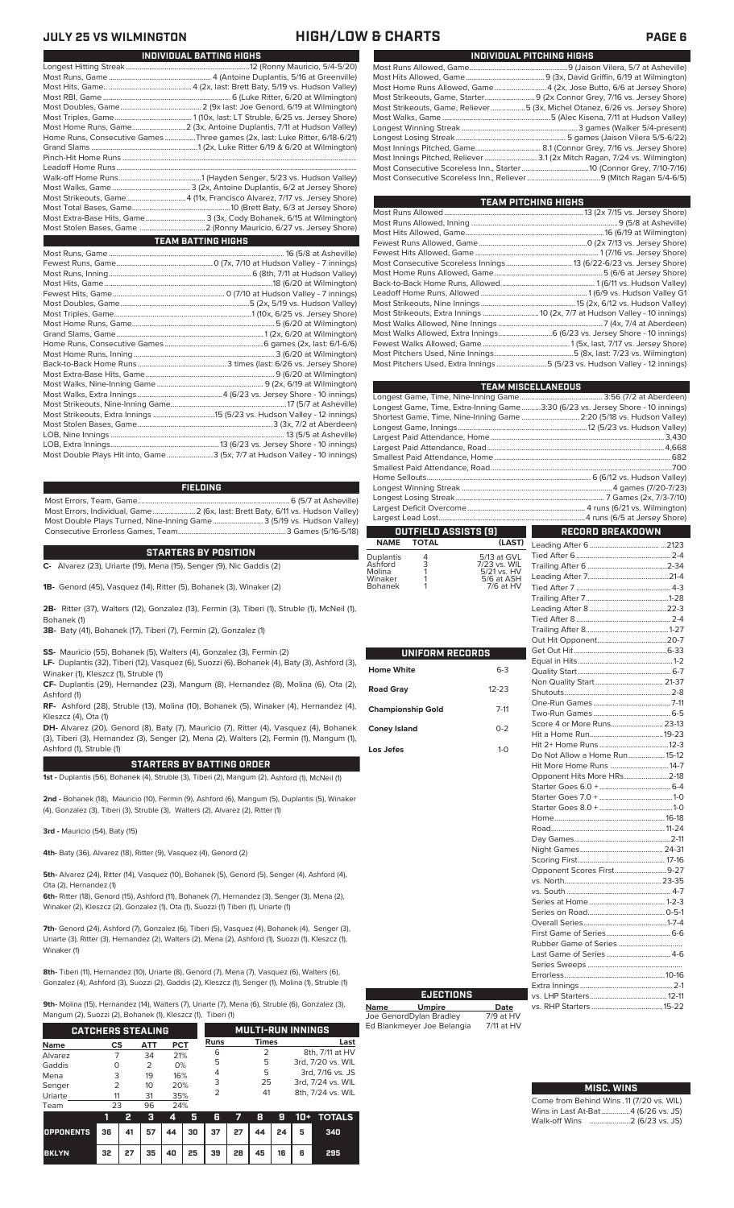## JULY 25 VS WILMINGTON — HIGH/LOW & CHARTS

### INDIVIDUAL BATTING HIGHS

| | |
|---|---|
| Longest Hitting Streak | 12 (Ronny Mauricio, 5/4-5/20) |
| Most Runs, Game | 4 (Antoine Duplantis, 5/16 at Greenville) |
| Most Hits, Game | 4 (2x, last: Brett Baty, 5/19 vs. Hudson Valley) |
| Most RBI, Game | 6 (Luke Ritter, 6/20 at Wilmington) |
| Most Doubles, Game | 2 (9x last: Joe Genord, 6/19 at Wilmington) |
| Most Triples, Game | 1 (10x, last: LT Struble, 6/25 vs. Jersey Shore) |
| Most Home Runs, Game | 2 (3x, Antoine Duplantis, 7/11 at Hudson Valley) |
| Home Runs, Consecutive Games | Three games (2x, last: Luke Ritter, 6/18-6/21) |
| Grand Slams | 1 (2x, Luke Ritter 6/19 & 6/20 at Wilmington) |
| Pinch-Hit Home Runs | |
| Leadoff Home Runs | |
| Walk-off Home Runs | 1 (Hayden Senger, 5/23 vs. Hudson Valley) |
| Most Walks, Game | 3 (2x, Antoine Duplantis, 6/2 at Jersey Shore) |
| Most Strikeouts, Game | 4 (11x, Francisco Alvarez, 7/17 vs. Jersey Shore) |
| Most Total Bases, Game | 10 (Brett Baty, 6/3 at Jersey Shore) |
| Most Extra-Base Hits, Game | 3 (3x, Cody Bohanek, 6/15 at Wilmington) |
| Most Stolen Bases, Game | 2 (Ronny Mauricio, 6/27 vs. Jersey Shore) |

### TEAM BATTING HIGHS

| | |
|---|---|
| Most Runs, Game | 16 (5/8 at Asheville) |
| Fewest Runs, Game | 0 (7x, 7/10 at Hudson Valley - 7 innings) |
| Most Runs, Inning | 6 (8th, 7/11 at Hudson Valley) |
| Most Hits, Game | 18 (6/20 at Wilmington) |
| Fewest Hits, Game | 0 (7/10 at Hudson Valley - 7 innings) |
| Most Doubles, Game | 5 (2x, 5/19 vs. Hudson Valley) |
| Most Triples, Game | 1 (10x, 6/25 vs. Jersey Shore) |
| Most Home Runs, Game | 5 (6/20 at Wilmington) |
| Grand Slams, Game | 1 (2x, 6/20 at Wilmington) |
| Home Runs, Consecutive Games | 6 games (2x, last: 6/1-6/6) |
| Most Home Runs, Inning | 3 (6/20 at Wilmington) |
| Back-to-Back Home Runs | 3 times (last: 6/26 vs. Jersey Shore) |
| Most Extra-Base Hits, Game | 9 (6/20 at Wilmington) |
| Most Walks, Nine-Inning Game | 9 (2x, 6/19 at Wilmington) |
| Most Walks, Extra Innings | 4 (6/23 vs. Jersey Shore - 10 innings) |
| Most Strikeouts, Nine-Inning Game | 17 (5/7 at Asheville) |
| Most Strikeouts, Extra Innings | 15 (5/23 vs. Hudson Valley - 12 innings) |
| Most Stolen Bases, Game | 3 (3x, 7/2 at Aberdeen) |
| LOB, Nine Innings | 13 (5/5 at Asheville) |
| LOB, Extra Innings | 13 (6/23 vs. Jersey Shore - 10 innings) |
| Most Double Plays Hit into, Game | 3 (5x, 7/7 at Hudson Valley - 10 innings) |

### FIELDING

| | |
|---|---|
| Most Errors, Team, Game | 6 (5/7 at Asheville) |
| Most Errors, Individual, Game | 2 (6x, last: Brett Baty, 6/11 vs. Hudson Valley) |
| Most Double Plays Turned, Nine-Inning Game | 3 (5/19 vs. Hudson Valley) |
| Consecutive Errorless Games, Team | 3 Games (5/16-5/18) |

### STARTERS BY POSITION

**C-** Alvarez (23), Uriarte (19), Mena (15), Senger (9), Nic Gaddis (2)

**1B-** Genord (45), Vasquez (14), Ritter (5), Bohanek (3), Winaker (2)

**2B-** Ritter (37), Walters (12), Gonzalez (13), Fermin (3), Tiberi (1), Struble (1), McNeil (1), Bohanek (1)

**3B-** Baty (41), Bohanek (17), Tiberi (7), Fermin (2), Gonzalez (1)

**SS-** Mauricio (55), Bohanek (5), Walters (4), Gonzalez (3), Fermin (2)

**LF-** Duplantis (32), Tiberi (12), Vasquez (6), Suozzi (6), Bohanek (4), Baty (3), Ashford (3), Winaker (1), Kleszcz (1), Struble (1)

**CF-** Duplantis (29), Hernandez (23), Mangum (8), Hernandez (8), Molina (6), Ota (2), Ashford (1)

**RF-** Ashford (28), Struble (13), Molina (10), Bohanek (5), Winaker (4), Hernandez (4), Kleszcz (4), Ota (1)

**DH-** Alvarez (20), Genord (8), Baty (7), Mauricio (7), Ritter (4), Vasquez (4), Bohanek (3), Tiberi (3), Hernandez (3), Senger (2), Mena (2), Walters (2), Fermin (1), Mangum (1), Ashford (1), Struble (1)

### STARTERS BY BATTING ORDER

**1st -** Duplantis (56), Bohanek (4), Struble (3), Tiberi (2), Mangum (2), Ashford (1), McNeil (1)

**2nd -** Bohanek (18), Mauricio (10), Fermin (9), Ashford (6), Mangum (5), Duplantis (5), Winaker (4), Gonzalez (3), Tiberi (3), Struble (3), Walters (2), Alvarez (2), Ritter (1)

**3rd -** Mauricio (54), Baty (15)

**4th-** Baty (36), Alvarez (18), Ritter (9), Vasquez (4), Genord (2)

**5th-** Alvarez (24), Ritter (14), Vasquez (10), Bohanek (5), Genord (5), Senger (4), Ashford (4), Ota (2), Hernandez (1)

**6th-** Ritter (18), Genord (15), Ashford (11), Bohanek (7), Hernandez (3), Senger (3), Mena (2), Winaker (2), Kleszcz (2), Gonzalez (1), Ota (1), Suozzi (1) Tiberi (1), Uriarte (1)

**7th-** Genord (24), Ashford (7), Gonzalez (6), Tiberi (5), Vasquez (4), Bohanek (4), Senger (3), Uriarte (3), Ritter (3), Hernandez (3), Walters (2), Mena (2), Ashford (1), Suozzi (1), Kleszcz (1), Winaker (1)

**8th-** Tiberi (11), Hernandez (10), Uriarte (8), Genord (7), Mena (7), Vasquez (6), Walters (6), Gonzalez (4), Ashford (3), Suozzi (3), Gaddis (2), Kleszcz (1), Senger (1), Molina (1), Struble (1)

**9th-** Molina (15), Hernandez (14), Walters (7), Uriarte (7), Mena (6), Struble (6), Gonzalez (3), Mangum (2), Suozzi (2), Bohanek (1), Kleszcz (1), Tiberi (1)

### CATCHERS STEALING

| Name | CS | ATT | PCT |
|---|---|---|---|
| Alvarez | 7 | 34 | 21% |
| Gaddis | 0 | 2 | 0% |
| Mena | 3 | 19 | 16% |
| Senger | 2 | 10 | 20% |
| Uriarte | 11 | 31 | 35% |
| Team | 23 | 96 | 24% |

### MULTI-RUN INNINGS

| Runs | Times | Last |
|---|---|---|
| 6 | 2 | 8th, 7/11 at HV |
| 5 | 5 | 3rd, 7/20 vs. WIL |
| 4 | 5 | 3rd, 7/16 vs. JS |
| 3 | 25 | 3rd, 7/24 vs. WIL |
| 2 | 41 | 8th, 7/24 vs. WIL |

| | 1 | 2 | 3 | 4 | 5 | 6 | 7 | 8 | 9 | 10+ | TOTALS |
|---|---|---|---|---|---|---|---|---|---|---|---|
| OPPONENTS | 36 | 41 | 57 | 44 | 30 | 37 | 27 | 44 | 24 | 5 | 340 |
| BKLYN | 32 | 27 | 35 | 40 | 25 | 39 | 28 | 45 | 16 | 6 | 295 |

### INDIVIDUAL PITCHING HIGHS

| | |
|---|---|
| Most Runs Allowed, Game | 9 (Jaison Vilera, 5/7 at Asheville) |
| Most Hits Allowed, Game | 9 (3x, David Griffin, 6/19 at Wilmington) |
| Most Home Runs Allowed, Game | 4 (2x, Jose Butto, 6/6 at Jersey Shore) |
| Most Strikeouts, Game, Starter | 9 (2x Connor Grey, 7/16 vs. Jersey Shore) |
| Most Strikeouts, Game, Reliever | 5 (3x, Michel Otanez, 6/26 vs. Jersey Shore) |
| Most Walks, Game | 5 (Alec Kisena, 7/11 at Hudson Valley) |
| Longest Winning Streak | 3 games (Walker 5-4-present) |
| Longest Losing Streak | 5 games (Jaison Vilera 5/5-6/22) |
| Most Innings Pitched, Game | 8.1 (Connor Grey, 7/16 vs. Jersey Shore) |
| Most Innings Pitched, Reliever | 3.1 (2x Mitch Ragan, 7/24 vs. Wilmington) |
| Most Consecutive Scoreless Inns., Starter | 10 (Connor Grey, 7/10-7/16) |
| Most Consecutive Scoreless Inns., Reliever | 9 (Mitch Ragan 5/4-6/5) |

### TEAM PITCHING HIGHS

| | |
|---|---|
| Most Runs Allowed | 13 (2x 7/15 vs. Jersey Shore) |
| Most Runs Allowed, Inning | 9 (5/8 at Asheville) |
| Most Hits Allowed, Game | 16 (6/19 at Wilmington) |
| Fewest Runs Allowed, Game | 0 (2x 7/13 vs. Jersey Shore) |
| Fewest Hits Allowed, Game | 1 (7/16 vs. Jersey Shore) |
| Most Consecutive Scoreless Innings | 13 (6/22-6/23 vs. Jersey Shore) |
| Most Home Runs Allowed, Game | 5 (5/6 at Jersey Shore) |
| Back-to-Back Home Runs, Allowed | 1 (6/11 vs. Hudson Valley) |
| Leadoff Home Runs Allowed | 1 (6/9 vs. Hudson Valley G1 |
| Most Strikeouts, Nine Innings | 15 (2x, 6/12 vs. Hudson Valley) |
| Most Strikeouts, Extra Innings | 10 (2x, 7/7 at Hudson Valley - 10 innings) |
| Most Walks Allowed, Nine Innings | 7 (4x, 7/4 at Aberdeen) |
| Most Walks Allowed, Extra Innings | 6 (6/23 vs. Jersey Shore - 10 innings) |
| Fewest Walks Allowed, Game | 1 (5x, last, 7/17 vs. Jersey Shore) |
| Most Pitchers Used, Nine Innings | 5 (8x, last: 7/23 vs. Wilmington) |
| Most Pitchers Used, Extra Innings | 5 (5/23 vs. Hudson Valley - 12 innings) |

### TEAM MISCELLANEOUS

| | |
|---|---|
| Longest Game, Time, Nine-Inning Game | 3:56 (7/2 at Aberdeen) |
| Longest Game, Time, Extra-Inning Game | 3:30 (6/23 vs. Jersey Shore - 10 innings) |
| Shortest Game, Time, Nine-Inning Game | 2:20 (5/18 vs. Hudson Valley) |
| Longest Game, Innings | 12 (5/23 vs. Hudson Valley) |
| Largest Paid Attendance, Home | 3,430 |
| Largest Paid Attendance, Road | 4,668 |
| Smallest Paid Attendance, Home | 682 |
| Smallest Paid Attendance, Road | 700 |
| Home Sellouts | 6 (6/12 vs. Hudson Valley) |
| Longest Winning Streak | 4 games (7/20-7/23) |
| Longest Losing Streak | 7 Games (2x, 7/3-7/10) |
| Largest Deficit Overcome | 4 runs (6/21 vs. Wilmington) |
| Largest Lead Lost | 4 runs (6/5 at Jersey Shore) |

### OUTFIELD ASSISTS (9)

| NAME | TOTAL | (LAST) |
|---|---|---|
| Duplantis | 4 | 5/13 at GVL |
| Ashford | 3 | 7/23 vs. WIL |
| Molina | 1 | 5/21 vs. HV |
| Winaker | 1 | 5/6 at ASH |
| Bohanek | 1 | 7/6 at HV |

### UNIFORM RECORDS

| | |
|---|---|
| Home White | 6-3 |
| Road Gray | 12-23 |
| Championship Gold | 7-11 |
| Coney Island | 0-2 |
| Los Jefes | 1-0 |

### RECORD BREAKDOWN

| | |
|---|---|
| Leading After 6 | 21-3 |
| Tied After 6 | 2-4 |
| Trailing After 6 | 2-34 |
| Leading After 7 | 21-4 |
| Tied After 7 | 4-3 |
| Trailing After 7 | 1-28 |
| Leading After 8 | 22-3 |
| Tied After 8 | 2-4 |
| Trailing After 8 | 1-27 |
| Out Hit Opponent | 20-7 |
| Get Out Hit | 6-33 |
| Equal in Hits | 1-2 |
| Quality Start | 6-7 |
| Non Quality Start | 21-37 |
| Shutouts | 2-8 |
| One-Run Games | 7-11 |
| Two-Run Games | 6-5 |
| Score 4 or More Runs | 23-13 |
| Hit a Home Run | 19-23 |
| Hit 2+ Home Runs | 12-3 |
| Do Not Allow a Home Run | 15-12 |
| Hit More Home Runs | 14-7 |
| Opponent Hits More HRs | 2-18 |
| Starter Goes 6.0 + | 6-4 |
| Starter Goes 7.0 + | 1-0 |
| Starter Goes 8.0 + | 1-0 |
| Home | 16-18 |
| Road | 11-24 |
| Day Games | 2-11 |
| Night Games | 24-31 |
| Scoring First | 17-16 |
| Opponent Scores First | 9-27 |
| vs. North | 23-35 |
| vs. South | 4-7 |
| Series at Home | 1-2-3 |
| Series on Road | 0-5-1 |
| Overall Series | 1-7-4 |
| First Game of Series | 6-6 |
| Rubber Game of Series | |
| Last Game of Series | 4-6 |
| Series Sweeps | |
| Errorless | 10-16 |
| Extra Innings | 2-1 |
| vs. LHP Starters | 12-11 |
| vs. RHP Starters | 15-22 |

### EJECTIONS

| Name | Umpire | Date |
|---|---|---|
| Joe Genord | Dylan Bradley | 7/9 at HV |
| Ed Blankmeyer | Joe Belangia | 7/11 at HV |

### MISC. WINS

| | |
|---|---|
| Come from Behind Wins | 11 (7/20 vs. WIL) |
| Wins in Last At-Bat | 4 (6/26 vs. JS) |
| Walk-off Wins | 2 (6/23 vs. JS) |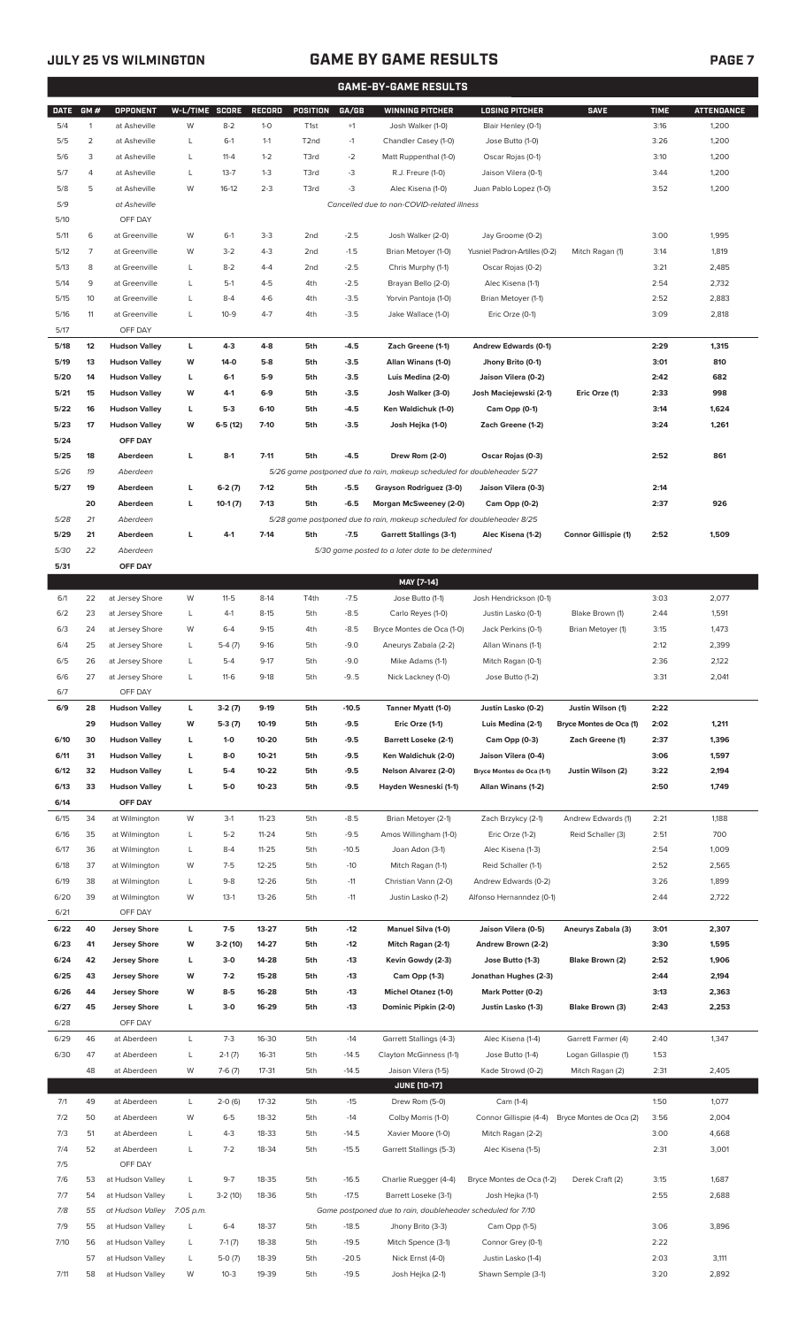## JULY 25 VS WILMINGTON

## GAME BY GAME RESULTS

### GAME-BY-GAME RESULTS

| DATE | GM # | OPPONENT | W-L/TIME | SCORE | RECORD | POSITION | GA/GB | WINNING PITCHER | LOSING PITCHER | SAVE | TIME | ATTENDANCE |
|---|---|---|---|---|---|---|---|---|---|---|---|---|
| 5/4 | 1 | at Asheville | W | 8-2 | 1-0 | T1st | +1 | Josh Walker (1-0) | Blair Henley (0-1) | | 3:16 | 1,200 |
| 5/5 | 2 | at Asheville | L | 6-1 | 1-1 | T2nd | -1 | Chandler Casey (1-0) | Jose Butto (1-0) | | 3:26 | 1,200 |
| 5/6 | 3 | at Asheville | L | 11-4 | 1-2 | T3rd | -2 | Matt Ruppenthal (1-0) | Oscar Rojas (0-1) | | 3:10 | 1,200 |
| 5/7 | 4 | at Asheville | L | 13-7 | 1-3 | T3rd | -3 | R.J. Freure (1-0) | Jaison Vilera (0-1) | | 3:44 | 1,200 |
| 5/8 | 5 | at Asheville | W | 16-12 | 2-3 | T3rd | -3 | Alec Kisena (1-0) | Juan Pablo Lopez (1-0) | | 3:52 | 1,200 |
| 5/9 | | at Asheville | | | | | | *Cancelled due to non-COVID-related illness* | | | | |
| 5/10 | | OFF DAY | | | | | | | | | | |
| 5/11 | 6 | at Greenville | W | 6-1 | 3-3 | 2nd | -2.5 | Josh Walker (2-0) | Jay Groome (0-2) | | 3:00 | 1,995 |
| 5/12 | 7 | at Greenville | W | 3-2 | 4-3 | 2nd | -1.5 | Brian Metoyer (1-0) | Yusniel Padron-Artilles (0-2) | Mitch Ragan (1) | 3:14 | 1,819 |
| 5/13 | 8 | at Greenville | L | 8-2 | 4-4 | 2nd | -2.5 | Chris Murphy (1-1) | Oscar Rojas (0-2) | | 3:21 | 2,485 |
| 5/14 | 9 | at Greenville | L | 5-1 | 4-5 | 4th | -2.5 | Brayan Bello (2-0) | Alec Kisena (1-1) | | 2:54 | 2,732 |
| 5/15 | 10 | at Greenville | L | 8-4 | 4-6 | 4th | -3.5 | Yorvin Pantoja (1-0) | Brian Metoyer (1-1) | | 2:52 | 2,883 |
| 5/16 | 11 | at Greenville | L | 10-9 | 4-7 | 4th | -3.5 | Jake Wallace (1-0) | Eric Orze (0-1) | | 3:09 | 2,818 |
| 5/17 | | OFF DAY | | | | | | | | | | |
| **5/18** | **12** | **Hudson Valley** | **L** | **4-3** | **4-8** | **5th** | **-4.5** | **Zach Greene (1-1)** | **Andrew Edwards (0-1)** | | **2:29** | **1,315** |
| **5/19** | **13** | **Hudson Valley** | **W** | **14-0** | **5-8** | **5th** | **-3.5** | **Allan Winans (1-0)** | **Jhony Brito (0-1)** | | **3:01** | **810** |
| **5/20** | **14** | **Hudson Valley** | **L** | **6-1** | **5-9** | **5th** | **-3.5** | **Luis Medina (2-0)** | **Jaison Vilera (0-2)** | | **2:42** | **682** |
| **5/21** | **15** | **Hudson Valley** | **W** | **4-1** | **6-9** | **5th** | **-3.5** | **Josh Walker (3-0)** | **Josh Maciejewski (2-1)** | **Eric Orze (1)** | **2:33** | **998** |
| **5/22** | **16** | **Hudson Valley** | **L** | **5-3** | **6-10** | **5th** | **-4.5** | **Ken Waldichuk (1-0)** | **Cam Opp (0-1)** | | **3:14** | **1,624** |
| **5/23** | **17** | **Hudson Valley** | **W** | **6-5 (12)** | **7-10** | **5th** | **-3.5** | **Josh Hejka (1-0)** | **Zach Greene (1-2)** | | **3:24** | **1,261** |
| **5/24** | | **OFF DAY** | | | | | | | | | | |
| **5/25** | **18** | **Aberdeen** | **L** | **8-1** | **7-11** | **5th** | **-4.5** | **Drew Rom (2-0)** | **Oscar Rojas (0-3)** | | **2:52** | **861** |
| *5/26* | *19* | *Aberdeen* | | | | | | *5/26 game postponed due to rain, makeup scheduled for doubleheader 5/27* | | | | |
| **5/27** | **19** | **Aberdeen** | **L** | **6-2 (7)** | **7-12** | **5th** | **-5.5** | **Grayson Rodriguez (3-0)** | **Jaison Vilera (0-3)** | | **2:14** | |
| | **20** | **Aberdeen** | **L** | **10-1 (7)** | **7-13** | **5th** | **-6.5** | **Morgan McSweeney (2-0)** | **Cam Opp (0-2)** | | **2:37** | **926** |
| *5/28* | *21* | *Aberdeen* | | | | | | *5/28 game postponed due to rain, makeup scheduled for doubleheader 8/25* | | | | |
| **5/29** | **21** | **Aberdeen** | **L** | **4-1** | **7-14** | **5th** | **-7.5** | **Garrett Stallings (3-1)** | **Alec Kisena (1-2)** | **Connor Gillispie (1)** | **2:52** | **1,509** |
| *5/30* | *22* | *Aberdeen* | | | | | | *5/30 game posted to a later date to be determined* | | | | |
| **5/31** | | **OFF DAY** | | | | | | | | | | |
| | | | | | | | | **MAY [7-14]** | | | | |
| 6/1 | 22 | at Jersey Shore | W | 11-5 | 8-14 | T4th | -7.5 | Jose Butto (1-1) | Josh Hendrickson (0-1) | | 3:03 | 2,077 |
| 6/2 | 23 | at Jersey Shore | L | 4-1 | 8-15 | 5th | -8.5 | Carlo Reyes (1-0) | Justin Lasko (0-1) | Blake Brown (1) | 2:44 | 1,591 |
| 6/3 | 24 | at Jersey Shore | W | 6-4 | 9-15 | 4th | -8.5 | Bryce Montes de Oca (1-0) | Jack Perkins (0-1) | Brian Metoyer (1) | 3:15 | 1,473 |
| 6/4 | 25 | at Jersey Shore | L | 5-4 (7) | 9-16 | 5th | -9.0 | Aneurys Zabala (2-2) | Allan Winans (1-1) | | 2:12 | 2,399 |
| 6/5 | 26 | at Jersey Shore | L | 5-4 | 9-17 | 5th | -9.0 | Mike Adams (1-1) | Mitch Ragan (0-1) | | 2:36 | 2,122 |
| 6/6 | 27 | at Jersey Shore | L | 11-6 | 9-18 | 5th | -9..5 | Nick Lackney (1-0) | Jose Butto (1-2) | | 3:31 | 2,041 |
| 6/7 | | OFF DAY | | | | | | | | | | |
| **6/9** | **28** | **Hudson Valley** | **L** | **3-2 (7)** | **9-19** | **5th** | **-10.5** | **Tanner Myatt (1-0)** | **Justin Lasko (0-2)** | **Justin Wilson (1)** | **2:22** | |
| | **29** | **Hudson Valley** | **W** | **5-3 (7)** | **10-19** | **5th** | **-9.5** | **Eric Orze (1-1)** | **Luis Medina (2-1)** | **Bryce Montes de Oca (1)** | **2:02** | **1,211** |
| **6/10** | **30** | **Hudson Valley** | **L** | **1-0** | **10-20** | **5th** | **-9.5** | **Barrett Loseke (2-1)** | **Cam Opp (0-3)** | **Zach Greene (1)** | **2:37** | **1,396** |
| **6/11** | **31** | **Hudson Valley** | **L** | **8-0** | **10-21** | **5th** | **-9.5** | **Ken Waldichuk (2-0)** | **Jaison Vilera (0-4)** | | **3:06** | **1,597** |
| **6/12** | **32** | **Hudson Valley** | **L** | **5-4** | **10-22** | **5th** | **-9.5** | **Nelson Alvarez (2-0)** | **Bryce Montes de Oca (1-1)** | **Justin Wilson (2)** | **3:22** | **2,194** |
| **6/13** | **33** | **Hudson Valley** | **L** | **5-0** | **10-23** | **5th** | **-9.5** | **Hayden Wesneski (1-1)** | **Allan Winans (1-2)** | | **2:50** | **1,749** |
| **6/14** | | **OFF DAY** | | | | | | | | | | |
| 6/15 | 34 | at Wilmington | W | 3-1 | 11-23 | 5th | -8.5 | Brian Metoyer (2-1) | Zach Brzykcy (2-1) | Andrew Edwards (1) | 2:21 | 1,188 |
| 6/16 | 35 | at Wilmington | L | 5-2 | 11-24 | 5th | -9.5 | Amos Willingham (1-0) | Eric Orze (1-2) | Reid Schaller (3) | 2:51 | 700 |
| 6/17 | 36 | at Wilmington | L | 8-4 | 11-25 | 5th | -10.5 | Joan Adon (3-1) | Alec Kisena (1-3) | | 2:54 | 1,009 |
| 6/18 | 37 | at Wilmington | W | 7-5 | 12-25 | 5th | -10 | Mitch Ragan (1-1) | Reid Schaller (1-1) | | 2:52 | 2,565 |
| 6/19 | 38 | at Wilmington | L | 9-8 | 12-26 | 5th | -11 | Christian Vann (2-0) | Andrew Edwards (0-2) | | 3:26 | 1,899 |
| 6/20 | 39 | at Wilmington | W | 13-1 | 13-26 | 5th | -11 | Justin Lasko (1-2) | Alfonso Hernanndez (0-1) | | 2:44 | 2,722 |
| 6/21 | | OFF DAY | | | | | | | | | | |
| **6/22** | **40** | **Jersey Shore** | **L** | **7-5** | **13-27** | **5th** | **-12** | **Manuel Silva (1-0)** | **Jaison Vilera (0-5)** | **Aneurys Zabala (3)** | **3:01** | **2,307** |
| **6/23** | **41** | **Jersey Shore** | **W** | **3-2 (10)** | **14-27** | **5th** | **-12** | **Mitch Ragan (2-1)** | **Andrew Brown (2-2)** | | **3:30** | **1,595** |
| **6/24** | **42** | **Jersey Shore** | **L** | **3-0** | **14-28** | **5th** | **-13** | **Kevin Gowdy (2-3)** | **Jose Butto (1-3)** | **Blake Brown (2)** | **2:52** | **1,906** |
| **6/25** | **43** | **Jersey Shore** | **W** | **7-2** | **15-28** | **5th** | **-13** | **Cam Opp (1-3)** | **Jonathan Hughes (2-3)** | | **2:44** | **2,194** |
| **6/26** | **44** | **Jersey Shore** | **W** | **8-5** | **16-28** | **5th** | **-13** | **Michel Otanez (1-0)** | **Mark Potter (0-2)** | | **3:13** | **2,363** |
| **6/27** | **45** | **Jersey Shore** | **L** | **3-0** | **16-29** | **5th** | **-13** | **Dominic Pipkin (2-0)** | **Justin Lasko (1-3)** | **Blake Brown (3)** | **2:43** | **2,253** |
| 6/28 | | OFF DAY | | | | | | | | | | |
| 6/29 | 46 | at Aberdeen | L | 7-3 | 16-30 | 5th | -14 | Garrett Stallings (4-3) | Alec Kisena (1-4) | Garrett Farmer (4) | 2:40 | 1,347 |
| 6/30 | 47 | at Aberdeen | L | 2-1 (7) | 16-31 | 5th | -14.5 | Clayton McGinness (1-1) | Jose Butto (1-4) | Logan Gillaspie (1) | 1:53 | |
| | 48 | at Aberdeen | W | 7-6 (7) | 17-31 | 5th | -14.5 | Jaison Vilera (1-5) | Kade Strowd (0-2) | Mitch Ragan (2) | 2:31 | 2,405 |
| | | | | | | | | **JUNE [10-17]** | | | | |
| 7/1 | 49 | at Aberdeen | L | 2-0 (6) | 17-32 | 5th | -15 | Drew Rom (5-0) | Cam (1-4) | | 1:50 | 1,077 |
| 7/2 | 50 | at Aberdeen | W | 6-5 | 18-32 | 5th | -14 | Colby Morris (1-0) | Connor Gillispie (4-4) | Bryce Montes de Oca (2) | 3:56 | 2,004 |
| 7/3 | 51 | at Aberdeen | L | 4-3 | 18-33 | 5th | -14.5 | Xavier Moore (1-0) | Mitch Ragan (2-2) | | 3:00 | 4,668 |
| 7/4 | 52 | at Aberdeen | L | 7-2 | 18-34 | 5th | -15.5 | Garrett Stallings (5-3) | Alec Kisena (1-5) | | 2:31 | 3,001 |
| 7/5 | | OFF DAY | | | | | | | | | | |
| 7/6 | 53 | at Hudson Valley | L | 9-7 | 18-35 | 5th | -16.5 | Charlie Ruegger (4-4) | Bryce Montes de Oca (1-2) | Derek Craft (2) | 3:15 | 1,687 |
| 7/7 | 54 | at Hudson Valley | L | 3-2 (10) | 18-36 | 5th | -17.5 | Barrett Loseke (3-1) | Josh Hejka (1-1) | | 2:55 | 2,688 |
| *7/8* | *55* | *at Hudson Valley* | *7:05 p.m.* | | | | | *Game postponed due to rain, doubleheader scheduled for 7/10* | | | | |
| 7/9 | 55 | at Hudson Valley | L | 6-4 | 18-37 | 5th | -18.5 | Jhony Brito (3-3) | Cam Opp (1-5) | | 3:06 | 3,896 |
| 7/10 | 56 | at Hudson Valley | L | 7-1 (7) | 18-38 | 5th | -19.5 | Mitch Spence (3-1) | Connor Grey (0-1) | | 2:22 | |
| | 57 | at Hudson Valley | L | 5-0 (7) | 18-39 | 5th | -20.5 | Nick Ernst (4-0) | Justin Lasko (1-4) | | 2:03 | 3,111 |
| 7/11 | 58 | at Hudson Valley | W | 10-3 | 19-39 | 5th | -19.5 | Josh Hejka (2-1) | Shawn Semple (3-1) | | 3:20 | 2,892 |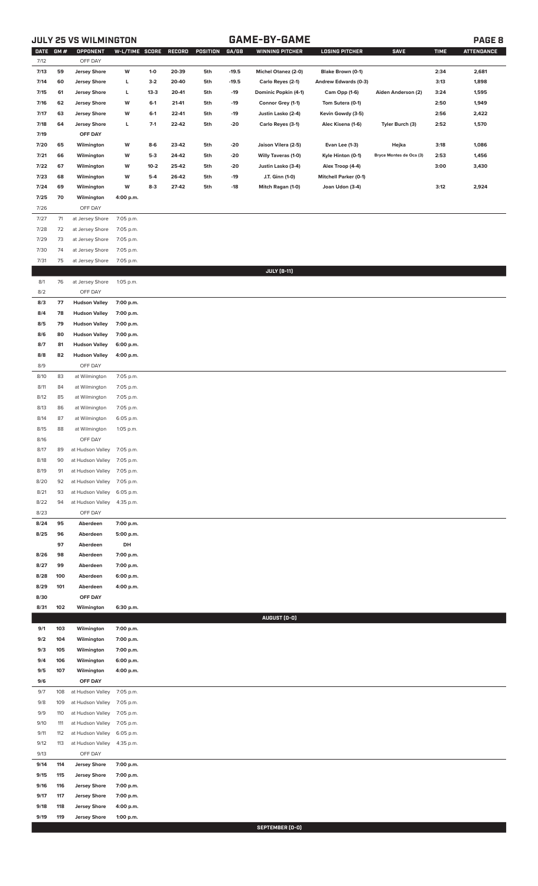## JULY 25 VS WILMINGTON — GAME-BY-GAME

| DATE | GM # | OPPONENT | W-L/TIME | SCORE | RECORD | POSITION | GA/GB | WINNING PITCHER | LOSING PITCHER | SAVE | TIME | ATTENDANCE |
|---|---|---|---|---|---|---|---|---|---|---|---|---|
| 7/12 | | OFF DAY | | | | | | | | | | |
| 7/13 | 59 | Jersey Shore | W | 1-0 | 20-39 | 5th | -19.5 | Michel Otanez (2-0) | Blake Brown (0-1) | | 2:34 | 2,681 |
| 7/14 | 60 | Jersey Shore | L | 3-2 | 20-40 | 5th | -19.5 | Carlo Reyes (2-1) | Andrew Edwards (0-3) | | 3:13 | 1,898 |
| 7/15 | 61 | Jersey Shore | L | 13-3 | 20-41 | 5th | -19 | Dominic Popkin (4-1) | Cam Opp (1-6) | Aiden Anderson (2) | 3:24 | 1,595 |
| 7/16 | 62 | Jersey Shore | W | 6-1 | 21-41 | 5th | -19 | Connor Grey (1-1) | Tom Sutera (0-1) | | 2:50 | 1,949 |
| 7/17 | 63 | Jersey Shore | W | 6-1 | 22-41 | 5th | -19 | Justin Lasko (2-4) | Kevin Gowdy (3-5) | | 2:56 | 2,422 |
| 7/18 | 64 | Jersey Shore | L | 7-1 | 22-42 | 5th | -20 | Carlo Reyes (3-1) | Alec Kisena (1-6) | Tyler Burch (3) | 2:52 | 1,570 |
| 7/19 | | OFF DAY | | | | | | | | | | |
| 7/20 | 65 | Wilmington | W | 8-6 | 23-42 | 5th | -20 | Jaison Vilera (2-5) | Evan Lee (1-3) | Hejka | 3:18 | 1,086 |
| 7/21 | 66 | Wilmington | W | 5-3 | 24-42 | 5th | -20 | Willy Taveras (1-0) | Kyle Hinton (0-1) | Bryce Montes de Oca (3) | 2:53 | 1,456 |
| 7/22 | 67 | Wilmington | W | 10-2 | 25-42 | 5th | -20 | Justin Lasko (3-4) | Alex Troop (4-4) | | 3:00 | 3,430 |
| 7/23 | 68 | Wilmington | W | 5-4 | 26-42 | 5th | -19 | J.T. Ginn (1-0) | Mitchell Parker (0-1) | | | |
| 7/24 | 69 | Wilmington | W | 8-3 | 27-42 | 5th | -18 | Mitch Ragan (1-0) | Joan Udon (3-4) | | 3:12 | 2,924 |
| 7/25 | 70 | Wilmington | 4:00 p.m. | | | | | | | | | |
| 7/26 | | OFF DAY | | | | | | | | | | |
| 7/27 | 71 | at Jersey Shore | 7:05 p.m. | | | | | | | | | |
| 7/28 | 72 | at Jersey Shore | 7:05 p.m. | | | | | | | | | |
| 7/29 | 73 | at Jersey Shore | 7:05 p.m. | | | | | | | | | |
| 7/30 | 74 | at Jersey Shore | 7:05 p.m. | | | | | | | | | |
| 7/31 | 75 | at Jersey Shore | 7:05 p.m. | | | | | | | | | |
| | | | | | | | | **JULY [8-11]** | | | | |
| 8/1 | 76 | at Jersey Shore | 1:05 p.m. | | | | | | | | | |
| 8/2 | | OFF DAY | | | | | | | | | | |
| 8/3 | 77 | Hudson Valley | 7:00 p.m. | | | | | | | | | |
| 8/4 | 78 | Hudson Valley | 7:00 p.m. | | | | | | | | | |
| 8/5 | 79 | Hudson Valley | 7:00 p.m. | | | | | | | | | |
| 8/6 | 80 | Hudson Valley | 7:00 p.m. | | | | | | | | | |
| 8/7 | 81 | Hudson Valley | 6:00 p.m. | | | | | | | | | |
| 8/8 | 82 | Hudson Valley | 4:00 p.m. | | | | | | | | | |
| 8/9 | | OFF DAY | | | | | | | | | | |
| 8/10 | 83 | at Wilmington | 7:05 p.m. | | | | | | | | | |
| 8/11 | 84 | at Wilmington | 7:05 p.m. | | | | | | | | | |
| 8/12 | 85 | at Wilmington | 7:05 p.m. | | | | | | | | | |
| 8/13 | 86 | at Wilmington | 7:05 p.m. | | | | | | | | | |
| 8/14 | 87 | at Wilmington | 6:05 p.m. | | | | | | | | | |
| 8/15 | 88 | at Wilmington | 1:05 p.m. | | | | | | | | | |
| 8/16 | | OFF DAY | | | | | | | | | | |
| 8/17 | 89 | at Hudson Valley | 7:05 p.m. | | | | | | | | | |
| 8/18 | 90 | at Hudson Valley | 7:05 p.m. | | | | | | | | | |
| 8/19 | 91 | at Hudson Valley | 7:05 p.m. | | | | | | | | | |
| 8/20 | 92 | at Hudson Valley | 7:05 p.m. | | | | | | | | | |
| 8/21 | 93 | at Hudson Valley | 6:05 p.m. | | | | | | | | | |
| 8/22 | 94 | at Hudson Valley | 4:35 p.m. | | | | | | | | | |
| 8/23 | | OFF DAY | | | | | | | | | | |
| 8/24 | 95 | Aberdeen | 7:00 p.m. | | | | | | | | | |
| 8/25 | 96 | Aberdeen | 5:00 p.m. | | | | | | | | | |
| | 97 | Aberdeen | DH | | | | | | | | | |
| 8/26 | 98 | Aberdeen | 7:00 p.m. | | | | | | | | | |
| 8/27 | 99 | Aberdeen | 7:00 p.m. | | | | | | | | | |
| 8/28 | 100 | Aberdeen | 6:00 p.m. | | | | | | | | | |
| 8/29 | 101 | Aberdeen | 4:00 p.m. | | | | | | | | | |
| 8/30 | | OFF DAY | | | | | | | | | | |
| 8/31 | 102 | Wilmington | 6:30 p.m. | | | | | | | | | |
| | | | | | | | | **AUGUST [0-0]** | | | | |
| 9/1 | 103 | Wilmington | 7:00 p.m. | | | | | | | | | |
| 9/2 | 104 | Wilmington | 7:00 p.m. | | | | | | | | | |
| 9/3 | 105 | Wilmington | 7:00 p.m. | | | | | | | | | |
| 9/4 | 106 | Wilmington | 6:00 p.m. | | | | | | | | | |
| 9/5 | 107 | Wilmington | 4:00 p.m. | | | | | | | | | |
| 9/6 | | OFF DAY | | | | | | | | | | |
| 9/7 | 108 | at Hudson Valley | 7:05 p.m. | | | | | | | | | |
| 9/8 | 109 | at Hudson Valley | 7:05 p.m. | | | | | | | | | |
| 9/9 | 110 | at Hudson Valley | 7:05 p.m. | | | | | | | | | |
| 9/10 | 111 | at Hudson Valley | 7:05 p.m. | | | | | | | | | |
| 9/11 | 112 | at Hudson Valley | 6:05 p.m. | | | | | | | | | |
| 9/12 | 113 | at Hudson Valley | 4:35 p.m. | | | | | | | | | |
| 9/13 | | OFF DAY | | | | | | | | | | |
| 9/14 | 114 | Jersey Shore | 7:00 p.m. | | | | | | | | | |
| 9/15 | 115 | Jersey Shore | 7:00 p.m. | | | | | | | | | |
| 9/16 | 116 | Jersey Shore | 7:00 p.m. | | | | | | | | | |
| 9/17 | 117 | Jersey Shore | 7:00 p.m. | | | | | | | | | |
| 9/18 | 118 | Jersey Shore | 4:00 p.m. | | | | | | | | | |
| 9/19 | 119 | Jersey Shore | 1:00 p.m. | | | | | | | | | |
| | | | | | | | | **SEPTEMBER [0-0]** | | | | |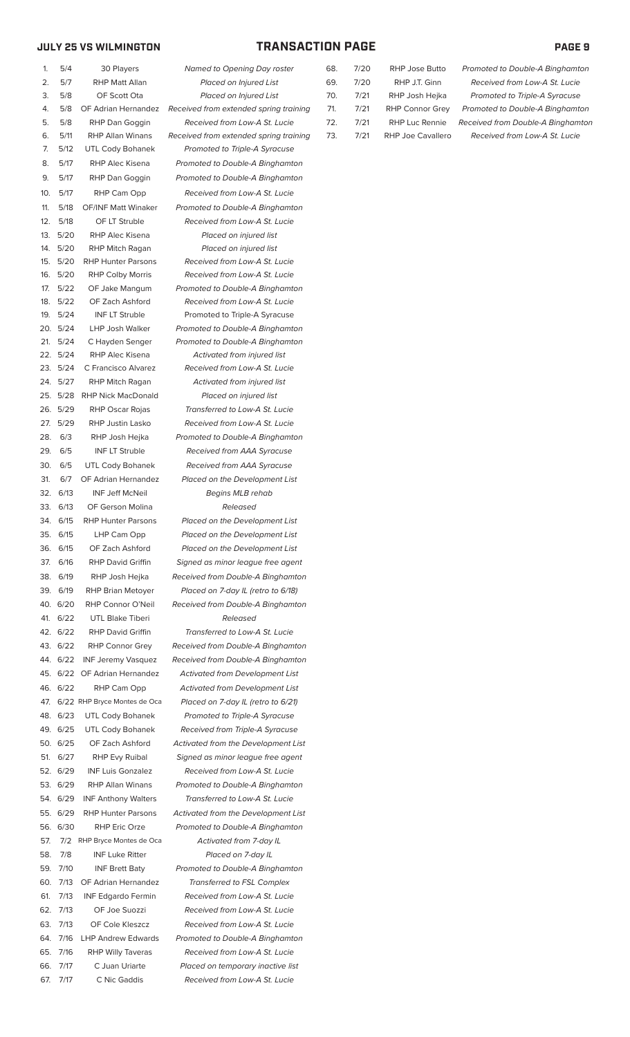# TRANSACTION PAGE

| | | | |
|---|---|---|---|
| 1. | 5/4 | 30 Players | *Named to Opening Day roster* |
| 2. | 5/7 | RHP Matt Allan | *Placed on Injured List* |
| 3. | 5/8 | OF Scott Ota | *Placed on Injured List* |
| 4. | 5/8 | OF Adrian Hernandez | *Received from extended spring training* |
| 5. | 5/8 | RHP Dan Goggin | *Received from Low-A St. Lucie* |
| 6. | 5/11 | RHP Allan Winans | *Received from extended spring training* |
| 7. | 5/12 | UTL Cody Bohanek | *Promoted to Triple-A Syracuse* |
| 8. | 5/17 | RHP Alec Kisena | *Promoted to Double-A Binghamton* |
| 9. | 5/17 | RHP Dan Goggin | *Promoted to Double-A Binghamton* |
| 10. | 5/17 | RHP Cam Opp | *Received from Low-A St. Lucie* |
| 11. | 5/18 | OF/INF Matt Winaker | *Promoted to Double-A Binghamton* |
| 12. | 5/18 | OF LT Struble | *Received from Low-A St. Lucie* |
| 13. | 5/20 | RHP Alec Kisena | *Placed on injured list* |
| 14. | 5/20 | RHP Mitch Ragan | *Placed on injured list* |
| 15. | 5/20 | RHP Hunter Parsons | *Received from Low-A St. Lucie* |
| 16. | 5/20 | RHP Colby Morris | *Received from Low-A St. Lucie* |
| 17. | 5/22 | OF Jake Mangum | *Promoted to Double-A Binghamton* |
| 18. | 5/22 | OF Zach Ashford | *Received from Low-A St. Lucie* |
| 19. | 5/24 | INF LT Struble | Promoted to Triple-A Syracuse |
| 20. | 5/24 | LHP Josh Walker | *Promoted to Double-A Binghamton* |
| 21. | 5/24 | C Hayden Senger | *Promoted to Double-A Binghamton* |
| 22. | 5/24 | RHP Alec Kisena | *Activated from injured list* |
| 23. | 5/24 | C Francisco Alvarez | *Received from Low-A St. Lucie* |
| 24. | 5/27 | RHP Mitch Ragan | *Activated from injured list* |
| 25. | 5/28 | RHP Nick MacDonald | *Placed on injured list* |
| 26. | 5/29 | RHP Oscar Rojas | *Transferred to Low-A St. Lucie* |
| 27. | 5/29 | RHP Justin Lasko | *Received from Low-A St. Lucie* |
| 28. | 6/3 | RHP Josh Hejka | *Promoted to Double-A Binghamton* |
| 29. | 6/5 | INF LT Struble | *Received from AAA Syracuse* |
| 30. | 6/5 | UTL Cody Bohanek | *Received from AAA Syracuse* |
| 31. | 6/7 | OF Adrian Hernandez | *Placed on the Development List* |
| 32. | 6/13 | INF Jeff McNeil | *Begins MLB rehab* |
| 33. | 6/13 | OF Gerson Molina | *Released* |
| 34. | 6/15 | RHP Hunter Parsons | *Placed on the Development List* |
| 35. | 6/15 | LHP Cam Opp | *Placed on the Development List* |
| 36. | 6/15 | OF Zach Ashford | *Placed on the Development List* |
| 37. | 6/16 | RHP David Griffin | *Signed as minor league free agent* |
| 38. | 6/19 | RHP Josh Hejka | *Received from Double-A Binghamton* |
| 39. | 6/19 | RHP Brian Metoyer | *Placed on 7-day IL (retro to 6/18)* |
| 40. | 6/20 | RHP Connor O'Neil | *Received from Double-A Binghamton* |
| 41. | 6/22 | UTL Blake Tiberi | *Released* |
| 42. | 6/22 | RHP David Griffin | *Transferred to Low-A St. Lucie* |
| 43. | 6/22 | RHP Connor Grey | *Received from Double-A Binghamton* |
| 44. | 6/22 | INF Jeremy Vasquez | *Received from Double-A Binghamton* |
| 45. | 6/22 | OF Adrian Hernandez | *Activated from Development List* |
| 46. | 6/22 | RHP Cam Opp | *Activated from Development List* |
| 47. | 6/22 | RHP Bryce Montes de Oca | *Placed on 7-day IL (retro to 6/21)* |
| 48. | 6/23 | UTL Cody Bohanek | *Promoted to Triple-A Syracuse* |
| 49. | 6/25 | UTL Cody Bohanek | *Received from Triple-A Syracuse* |
| 50. | 6/25 | OF Zach Ashford | *Activated from the Development List* |
| 51. | 6/27 | RHP Evy Ruibal | *Signed as minor league free agent* |
| 52. | 6/29 | INF Luis Gonzalez | *Received from Low-A St. Lucie* |
| 53. | 6/29 | RHP Allan Winans | *Promoted to Double-A Binghamton* |
| 54. | 6/29 | INF Anthony Walters | *Transferred to Low-A St. Lucie* |
| 55. | 6/29 | RHP Hunter Parsons | *Activated from the Development List* |
| 56. | 6/30 | RHP Eric Orze | *Promoted to Double-A Binghamton* |
| 57. | 7/2 | RHP Bryce Montes de Oca | *Activated from 7-day IL* |
| 58. | 7/8 | INF Luke Ritter | *Placed on 7-day IL* |
| 59. | 7/10 | INF Brett Baty | *Promoted to Double-A Binghamton* |
| 60. | 7/13 | OF Adrian Hernandez | *Transferred to FSL Complex* |
| 61. | 7/13 | INF Edgardo Fermin | *Received from Low-A St. Lucie* |
| 62. | 7/13 | OF Joe Suozzi | *Received from Low-A St. Lucie* |
| 63. | 7/13 | OF Cole Kleszcz | *Received from Low-A St. Lucie* |
| 64. | 7/16 | LHP Andrew Edwards | *Promoted to Double-A Binghamton* |
| 65. | 7/16 | RHP Willy Taveras | *Received from Low-A St. Lucie* |
| 66. | 7/17 | C Juan Uriarte | *Placed on temporary inactive list* |
| 67. | 7/17 | C Nic Gaddis | *Received from Low-A St. Lucie* |
| 68. | 7/20 | RHP Jose Butto | *Promoted to Double-A Binghamton* |
| 69. | 7/20 | RHP J.T. Ginn | *Received from Low-A St. Lucie* |
| 70. | 7/21 | RHP Josh Hejka | *Promoted to Triple-A Syracuse* |
| 71. | 7/21 | RHP Connor Grey | *Promoted to Double-A Binghamton* |
| 72. | 7/21 | RHP Luc Rennie | *Received from Double-A Binghamton* |
| 73. | 7/21 | RHP Joe Cavallero | *Received from Low-A St. Lucie* |